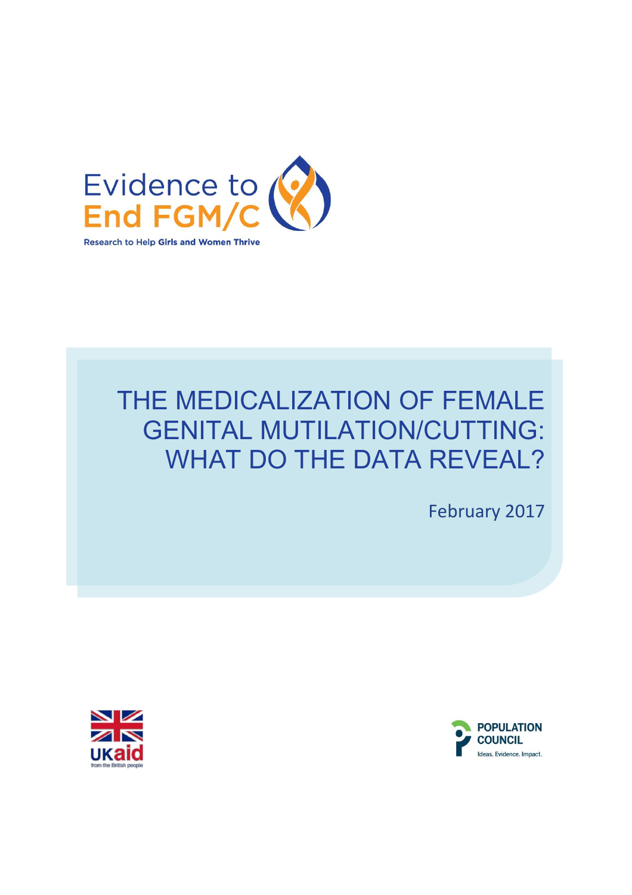Evidence to End FGM/C

Research to Help Girls and Women Thrive

# THE MEDICALIZATION OF FEMALE GENITAL MUTILATION/CUTTING: WHAT DO THE DATA REVEAL?

February 2017

UKaid from the British people

POPULATION COUNCIL
Ideas. Evidence. Impact.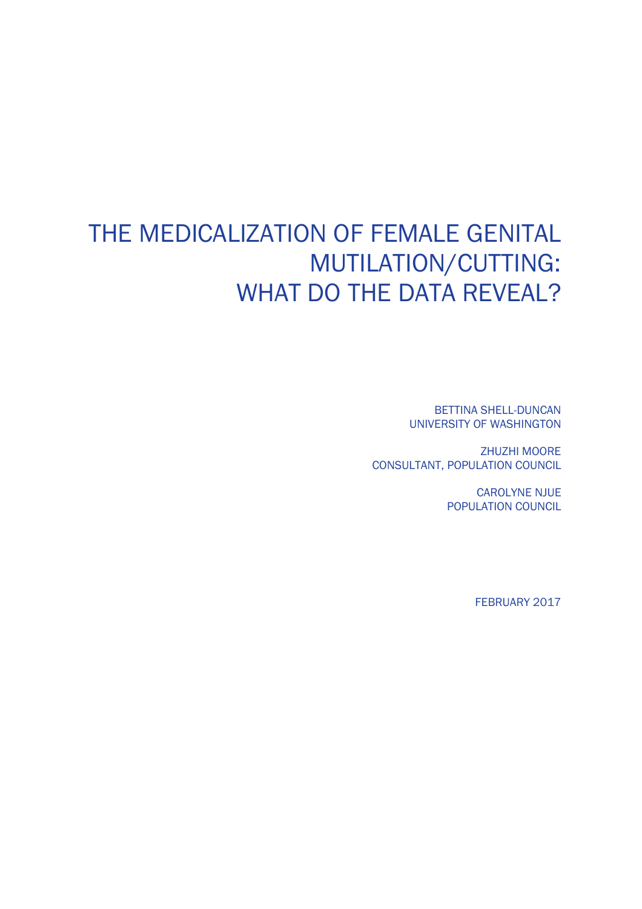# THE MEDICALIZATION OF FEMALE GENITAL MUTILATION/CUTTING: WHAT DO THE DATA REVEAL?

BETTINA SHELL-DUNCAN
UNIVERSITY OF WASHINGTON

ZHUZHI MOORE
CONSULTANT, POPULATION COUNCIL

CAROLYNE NJUE
POPULATION COUNCIL

FEBRUARY 2017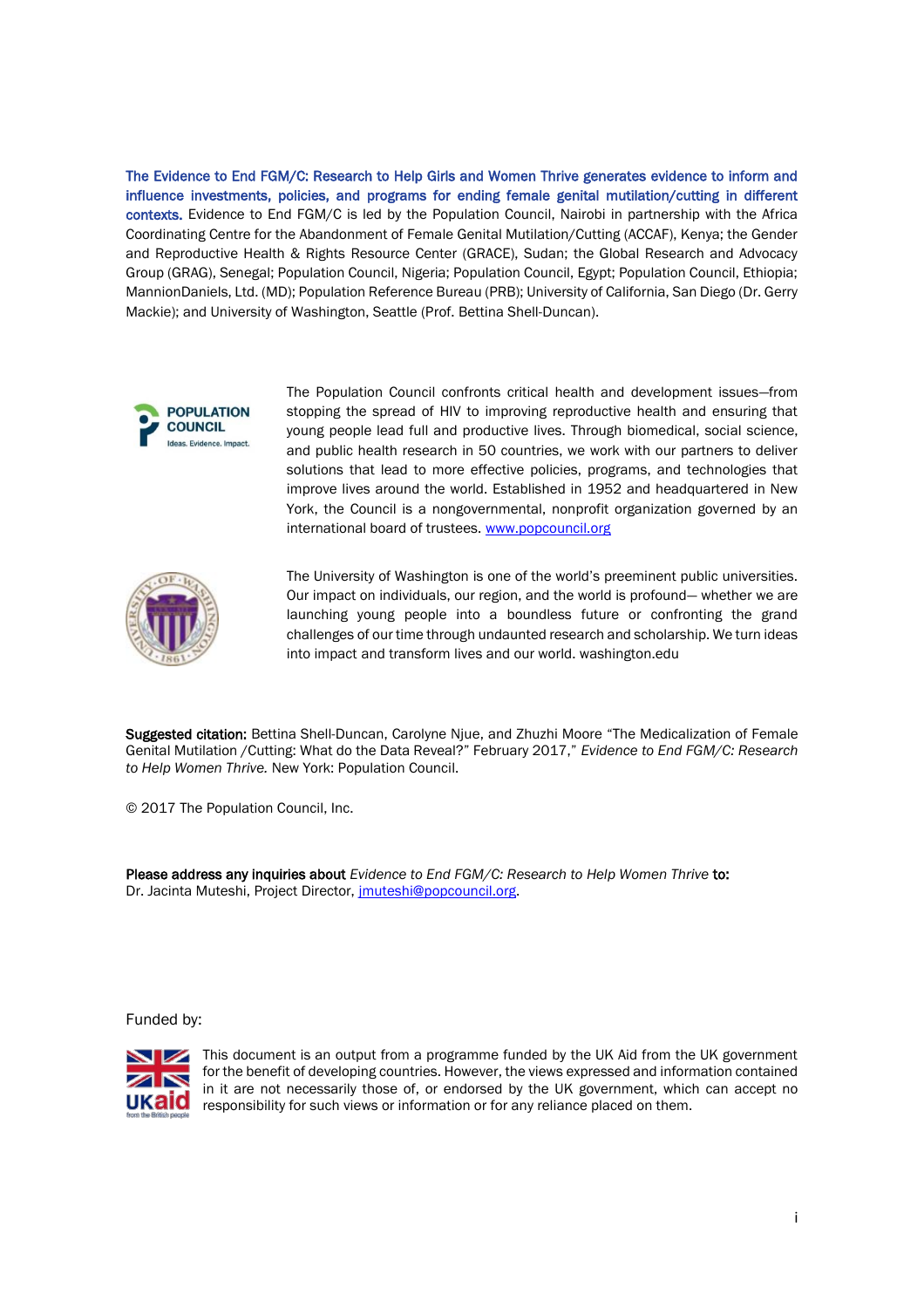**The Evidence to End FGM/C: Research to Help Girls and Women Thrive generates evidence to inform and influence investments, policies, and programs for ending female genital mutilation/cutting in different contexts.** Evidence to End FGM/C is led by the Population Council, Nairobi in partnership with the Africa Coordinating Centre for the Abandonment of Female Genital Mutilation/Cutting (ACCAF), Kenya; the Gender and Reproductive Health & Rights Resource Center (GRACE), Sudan; the Global Research and Advocacy Group (GRAG), Senegal; Population Council, Nigeria; Population Council, Egypt; Population Council, Ethiopia; MannionDaniels, Ltd. (MD); Population Reference Bureau (PRB); University of California, San Diego (Dr. Gerry Mackie); and University of Washington, Seattle (Prof. Bettina Shell-Duncan).

The Population Council confronts critical health and development issues—from stopping the spread of HIV to improving reproductive health and ensuring that young people lead full and productive lives. Through biomedical, social science, and public health research in 50 countries, we work with our partners to deliver solutions that lead to more effective policies, programs, and technologies that improve lives around the world. Established in 1952 and headquartered in New York, the Council is a nongovernmental, nonprofit organization governed by an international board of trustees. www.popcouncil.org

The University of Washington is one of the world's preeminent public universities. Our impact on individuals, our region, and the world is profound— whether we are launching young people into a boundless future or confronting the grand challenges of our time through undaunted research and scholarship. We turn ideas into impact and transform lives and our world. washington.edu

**Suggested citation:** Bettina Shell-Duncan, Carolyne Njue, and Zhuzhi Moore "The Medicalization of Female Genital Mutilation /Cutting: What do the Data Reveal?" February 2017," *Evidence to End FGM/C: Research to Help Women Thrive.* New York: Population Council.

© 2017 The Population Council, Inc.

**Please address any inquiries about** *Evidence to End FGM/C: Research to Help Women Thrive* **to:**
Dr. Jacinta Muteshi, Project Director, jmuteshi@popcouncil.org.

Funded by:

This document is an output from a programme funded by the UK Aid from the UK government for the benefit of developing countries. However, the views expressed and information contained in it are not necessarily those of, or endorsed by the UK government, which can accept no responsibility for such views or information or for any reliance placed on them.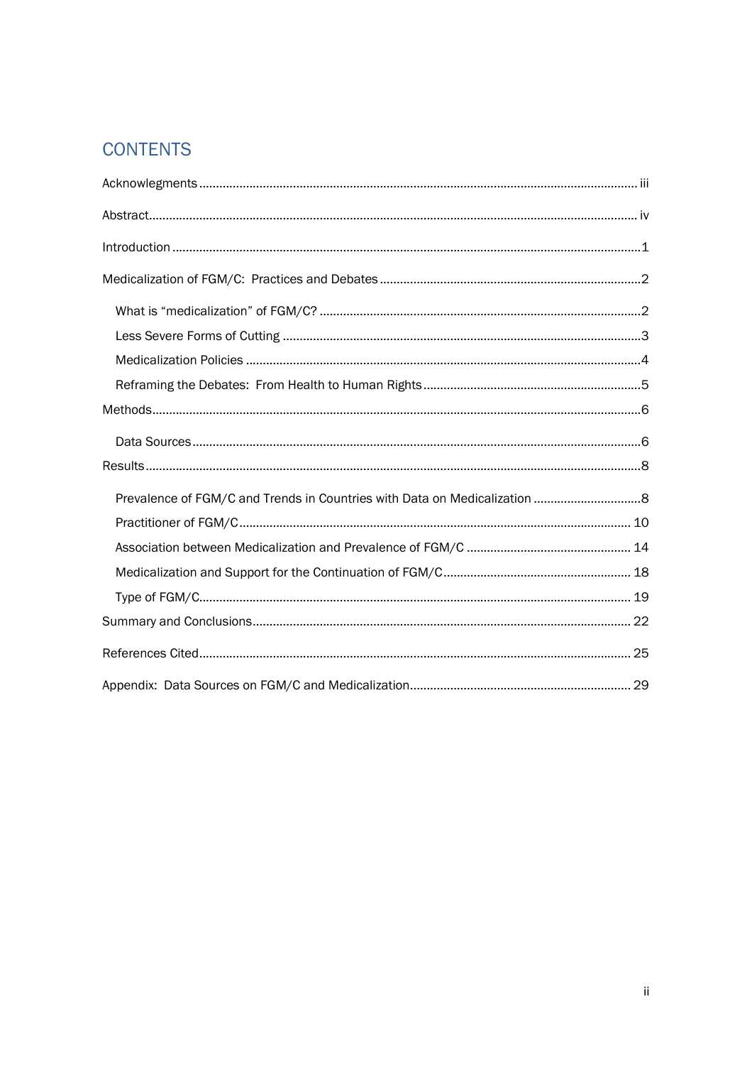# CONTENTS

Acknowlegments ........................................................................................................................ iii

Abstract........................................................................................................................................ iv

Introduction ..................................................................................................................................1

Medicalization of FGM/C: Practices and Debates .......................................................................2

- What is "medicalization" of FGM/C? ......................................................................................2
- Less Severe Forms of Cutting ..................................................................................................3
- Medicalization Policies ............................................................................................................4
- Reframing the Debates: From Health to Human Rights ........................................................5

Methods.........................................................................................................................................6

- Data Sources ............................................................................................................................6

Results ...........................................................................................................................................8

- Prevalence of FGM/C and Trends in Countries with Data on Medicalization ........................8
- Practitioner of FGM/C ........................................................................................................... 10
- Association between Medicalization and Prevalence of FGM/C ......................................... 14
- Medicalization and Support for the Continuation of FGM/C ............................................... 18
- Type of FGM/C........................................................................................................................ 19

Summary and Conclusions......................................................................................................... 22

References Cited......................................................................................................................... 25

Appendix: Data Sources on FGM/C and Medicalization............................................................ 29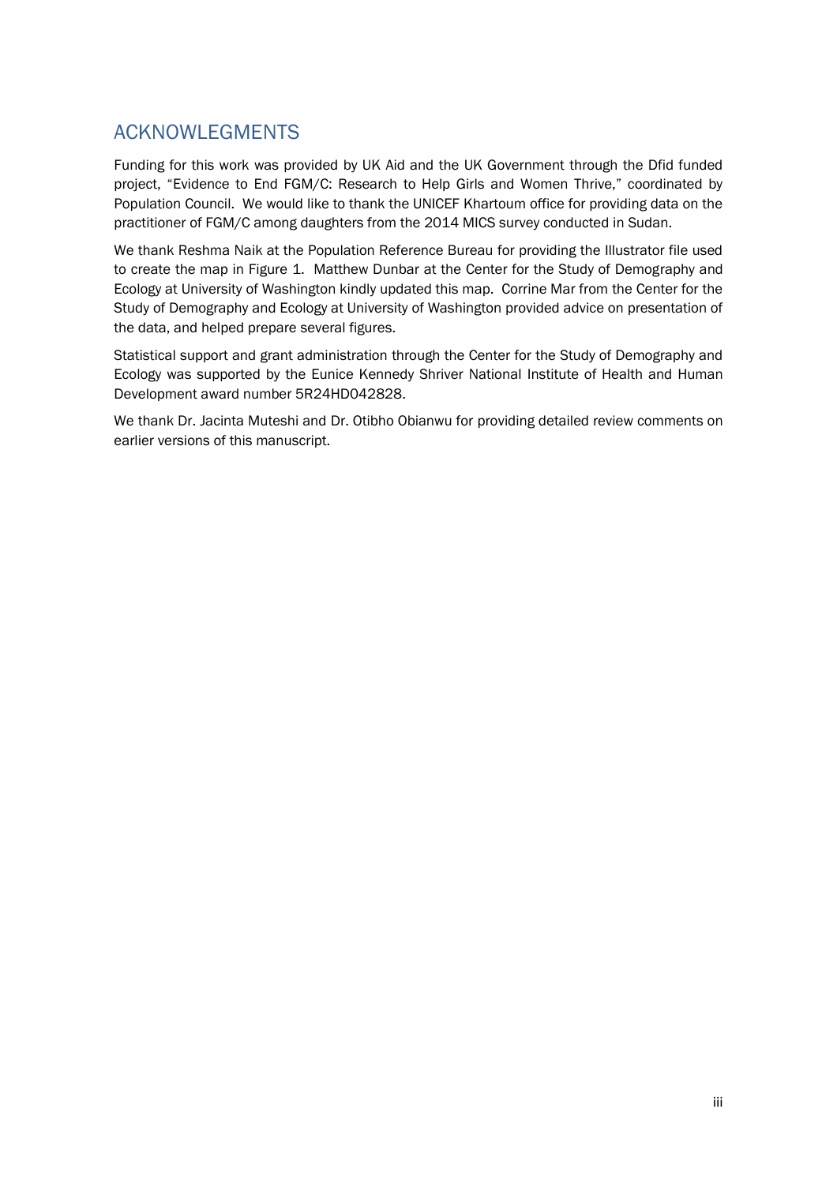## ACKNOWLEGMENTS

Funding for this work was provided by UK Aid and the UK Government through the Dfid funded project, "Evidence to End FGM/C: Research to Help Girls and Women Thrive," coordinated by Population Council. We would like to thank the UNICEF Khartoum office for providing data on the practitioner of FGM/C among daughters from the 2014 MICS survey conducted in Sudan.

We thank Reshma Naik at the Population Reference Bureau for providing the Illustrator file used to create the map in Figure 1. Matthew Dunbar at the Center for the Study of Demography and Ecology at University of Washington kindly updated this map. Corrine Mar from the Center for the Study of Demography and Ecology at University of Washington provided advice on presentation of the data, and helped prepare several figures.

Statistical support and grant administration through the Center for the Study of Demography and Ecology was supported by the Eunice Kennedy Shriver National Institute of Health and Human Development award number 5R24HD042828.

We thank Dr. Jacinta Muteshi and Dr. Otibho Obianwu for providing detailed review comments on earlier versions of this manuscript.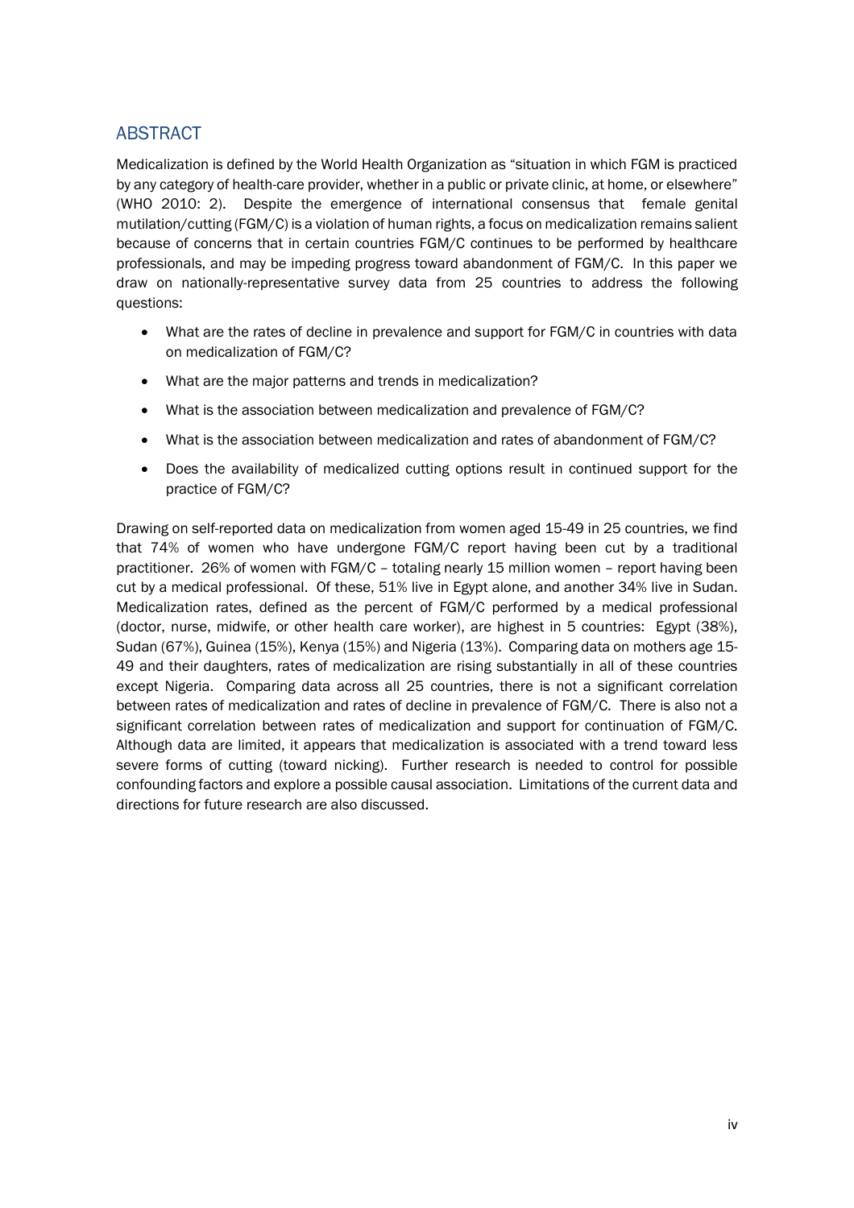## ABSTRACT

Medicalization is defined by the World Health Organization as "situation in which FGM is practiced by any category of health-care provider, whether in a public or private clinic, at home, or elsewhere" (WHO 2010: 2). Despite the emergence of international consensus that female genital mutilation/cutting (FGM/C) is a violation of human rights, a focus on medicalization remains salient because of concerns that in certain countries FGM/C continues to be performed by healthcare professionals, and may be impeding progress toward abandonment of FGM/C. In this paper we draw on nationally-representative survey data from 25 countries to address the following questions:

- What are the rates of decline in prevalence and support for FGM/C in countries with data on medicalization of FGM/C?
- What are the major patterns and trends in medicalization?
- What is the association between medicalization and prevalence of FGM/C?
- What is the association between medicalization and rates of abandonment of FGM/C?
- Does the availability of medicalized cutting options result in continued support for the practice of FGM/C?

Drawing on self-reported data on medicalization from women aged 15-49 in 25 countries, we find that 74% of women who have undergone FGM/C report having been cut by a traditional practitioner. 26% of women with FGM/C – totaling nearly 15 million women – report having been cut by a medical professional. Of these, 51% live in Egypt alone, and another 34% live in Sudan. Medicalization rates, defined as the percent of FGM/C performed by a medical professional (doctor, nurse, midwife, or other health care worker), are highest in 5 countries: Egypt (38%), Sudan (67%), Guinea (15%), Kenya (15%) and Nigeria (13%). Comparing data on mothers age 15-49 and their daughters, rates of medicalization are rising substantially in all of these countries except Nigeria. Comparing data across all 25 countries, there is not a significant correlation between rates of medicalization and rates of decline in prevalence of FGM/C. There is also not a significant correlation between rates of medicalization and support for continuation of FGM/C. Although data are limited, it appears that medicalization is associated with a trend toward less severe forms of cutting (toward nicking). Further research is needed to control for possible confounding factors and explore a possible causal association. Limitations of the current data and directions for future research are also discussed.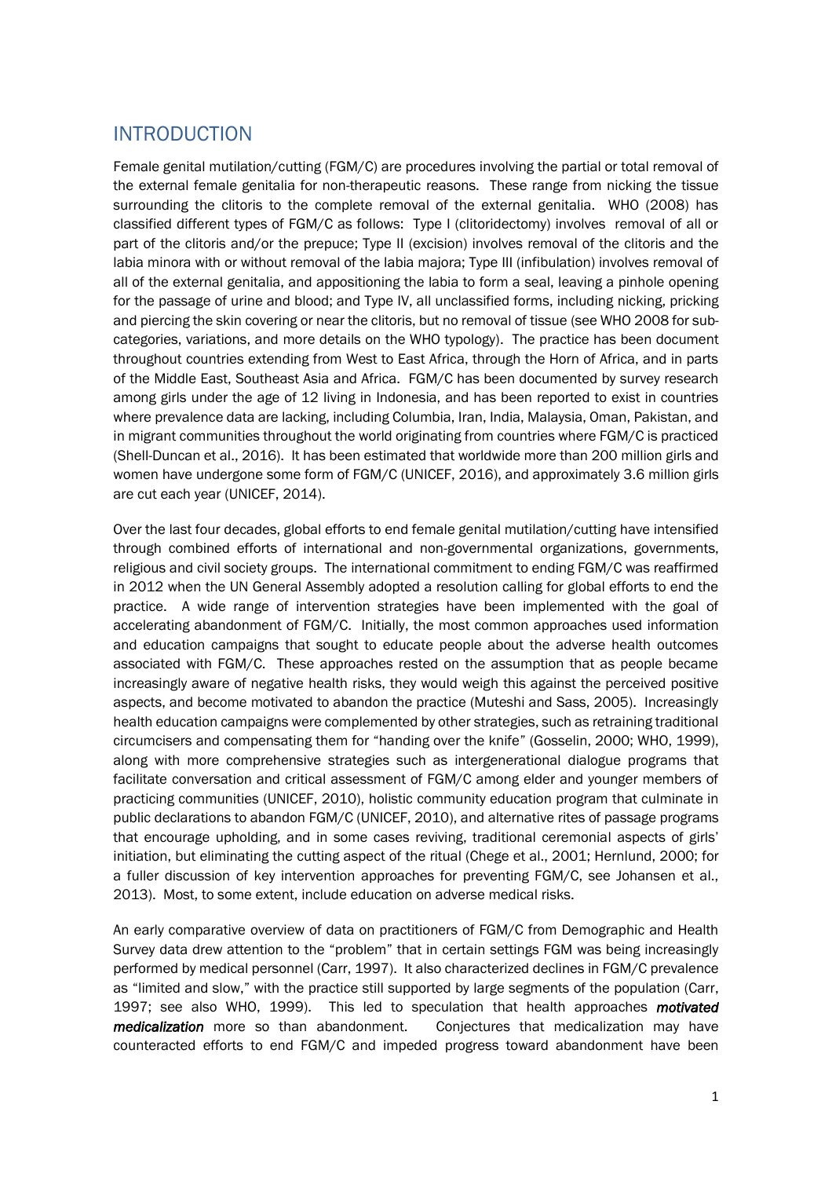## INTRODUCTION

Female genital mutilation/cutting (FGM/C) are procedures involving the partial or total removal of the external female genitalia for non-therapeutic reasons. These range from nicking the tissue surrounding the clitoris to the complete removal of the external genitalia. WHO (2008) has classified different types of FGM/C as follows: Type I (clitoridectomy) involves removal of all or part of the clitoris and/or the prepuce; Type II (excision) involves removal of the clitoris and the labia minora with or without removal of the labia majora; Type III (infibulation) involves removal of all of the external genitalia, and appositioning the labia to form a seal, leaving a pinhole opening for the passage of urine and blood; and Type IV, all unclassified forms, including nicking, pricking and piercing the skin covering or near the clitoris, but no removal of tissue (see WHO 2008 for sub-categories, variations, and more details on the WHO typology). The practice has been document throughout countries extending from West to East Africa, through the Horn of Africa, and in parts of the Middle East, Southeast Asia and Africa. FGM/C has been documented by survey research among girls under the age of 12 living in Indonesia, and has been reported to exist in countries where prevalence data are lacking, including Columbia, Iran, India, Malaysia, Oman, Pakistan, and in migrant communities throughout the world originating from countries where FGM/C is practiced (Shell-Duncan et al., 2016). It has been estimated that worldwide more than 200 million girls and women have undergone some form of FGM/C (UNICEF, 2016), and approximately 3.6 million girls are cut each year (UNICEF, 2014).

Over the last four decades, global efforts to end female genital mutilation/cutting have intensified through combined efforts of international and non-governmental organizations, governments, religious and civil society groups. The international commitment to ending FGM/C was reaffirmed in 2012 when the UN General Assembly adopted a resolution calling for global efforts to end the practice. A wide range of intervention strategies have been implemented with the goal of accelerating abandonment of FGM/C. Initially, the most common approaches used information and education campaigns that sought to educate people about the adverse health outcomes associated with FGM/C. These approaches rested on the assumption that as people became increasingly aware of negative health risks, they would weigh this against the perceived positive aspects, and become motivated to abandon the practice (Muteshi and Sass, 2005). Increasingly health education campaigns were complemented by other strategies, such as retraining traditional circumcisers and compensating them for "handing over the knife" (Gosselin, 2000; WHO, 1999), along with more comprehensive strategies such as intergenerational dialogue programs that facilitate conversation and critical assessment of FGM/C among elder and younger members of practicing communities (UNICEF, 2010), holistic community education program that culminate in public declarations to abandon FGM/C (UNICEF, 2010), and alternative rites of passage programs that encourage upholding, and in some cases reviving, traditional ceremonial aspects of girls' initiation, but eliminating the cutting aspect of the ritual (Chege et al., 2001; Hernlund, 2000; for a fuller discussion of key intervention approaches for preventing FGM/C, see Johansen et al., 2013). Most, to some extent, include education on adverse medical risks.

An early comparative overview of data on practitioners of FGM/C from Demographic and Health Survey data drew attention to the "problem" that in certain settings FGM was being increasingly performed by medical personnel (Carr, 1997). It also characterized declines in FGM/C prevalence as "limited and slow," with the practice still supported by large segments of the population (Carr, 1997; see also WHO, 1999). This led to speculation that health approaches ***motivated medicalization*** more so than abandonment. Conjectures that medicalization may have counteracted efforts to end FGM/C and impeded progress toward abandonment have been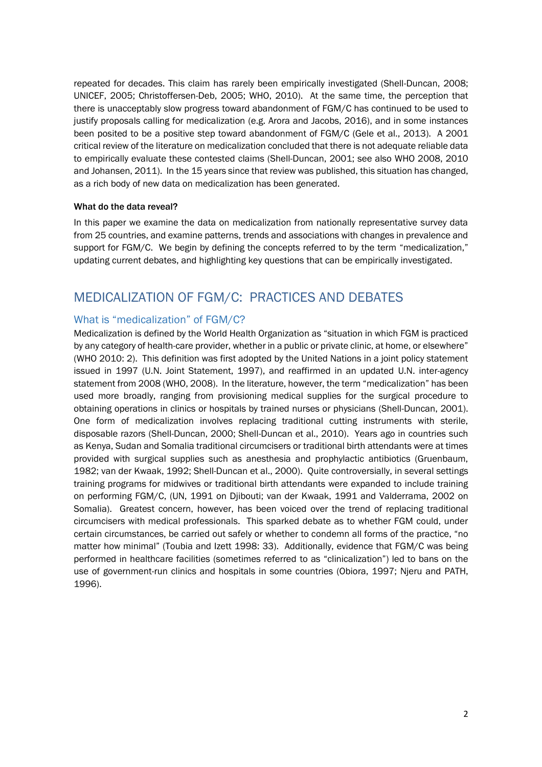repeated for decades. This claim has rarely been empirically investigated (Shell-Duncan, 2008; UNICEF, 2005; Christoffersen-Deb, 2005; WHO, 2010). At the same time, the perception that there is unacceptably slow progress toward abandonment of FGM/C has continued to be used to justify proposals calling for medicalization (e.g. Arora and Jacobs, 2016), and in some instances been posited to be a positive step toward abandonment of FGM/C (Gele et al., 2013). A 2001 critical review of the literature on medicalization concluded that there is not adequate reliable data to empirically evaluate these contested claims (Shell-Duncan, 2001; see also WHO 2008, 2010 and Johansen, 2011). In the 15 years since that review was published, this situation has changed, as a rich body of new data on medicalization has been generated.

**What do the data reveal?**

In this paper we examine the data on medicalization from nationally representative survey data from 25 countries, and examine patterns, trends and associations with changes in prevalence and support for FGM/C. We begin by defining the concepts referred to by the term "medicalization," updating current debates, and highlighting key questions that can be empirically investigated.

# MEDICALIZATION OF FGM/C: PRACTICES AND DEBATES

## What is "medicalization" of FGM/C?

Medicalization is defined by the World Health Organization as "situation in which FGM is practiced by any category of health-care provider, whether in a public or private clinic, at home, or elsewhere" (WHO 2010: 2). This definition was first adopted by the United Nations in a joint policy statement issued in 1997 (U.N. Joint Statement, 1997), and reaffirmed in an updated U.N. inter-agency statement from 2008 (WHO, 2008). In the literature, however, the term "medicalization" has been used more broadly, ranging from provisioning medical supplies for the surgical procedure to obtaining operations in clinics or hospitals by trained nurses or physicians (Shell-Duncan, 2001). One form of medicalization involves replacing traditional cutting instruments with sterile, disposable razors (Shell-Duncan, 2000; Shell-Duncan et al., 2010). Years ago in countries such as Kenya, Sudan and Somalia traditional circumcisers or traditional birth attendants were at times provided with surgical supplies such as anesthesia and prophylactic antibiotics (Gruenbaum, 1982; van der Kwaak, 1992; Shell-Duncan et al., 2000). Quite controversially, in several settings training programs for midwives or traditional birth attendants were expanded to include training on performing FGM/C, (UN, 1991 on Djibouti; van der Kwaak, 1991 and Valderrama, 2002 on Somalia). Greatest concern, however, has been voiced over the trend of replacing traditional circumcisers with medical professionals. This sparked debate as to whether FGM could, under certain circumstances, be carried out safely or whether to condemn all forms of the practice, "no matter how minimal" (Toubia and Izett 1998: 33). Additionally, evidence that FGM/C was being performed in healthcare facilities (sometimes referred to as "clinicalization") led to bans on the use of government-run clinics and hospitals in some countries (Obiora, 1997; Njeru and PATH, 1996).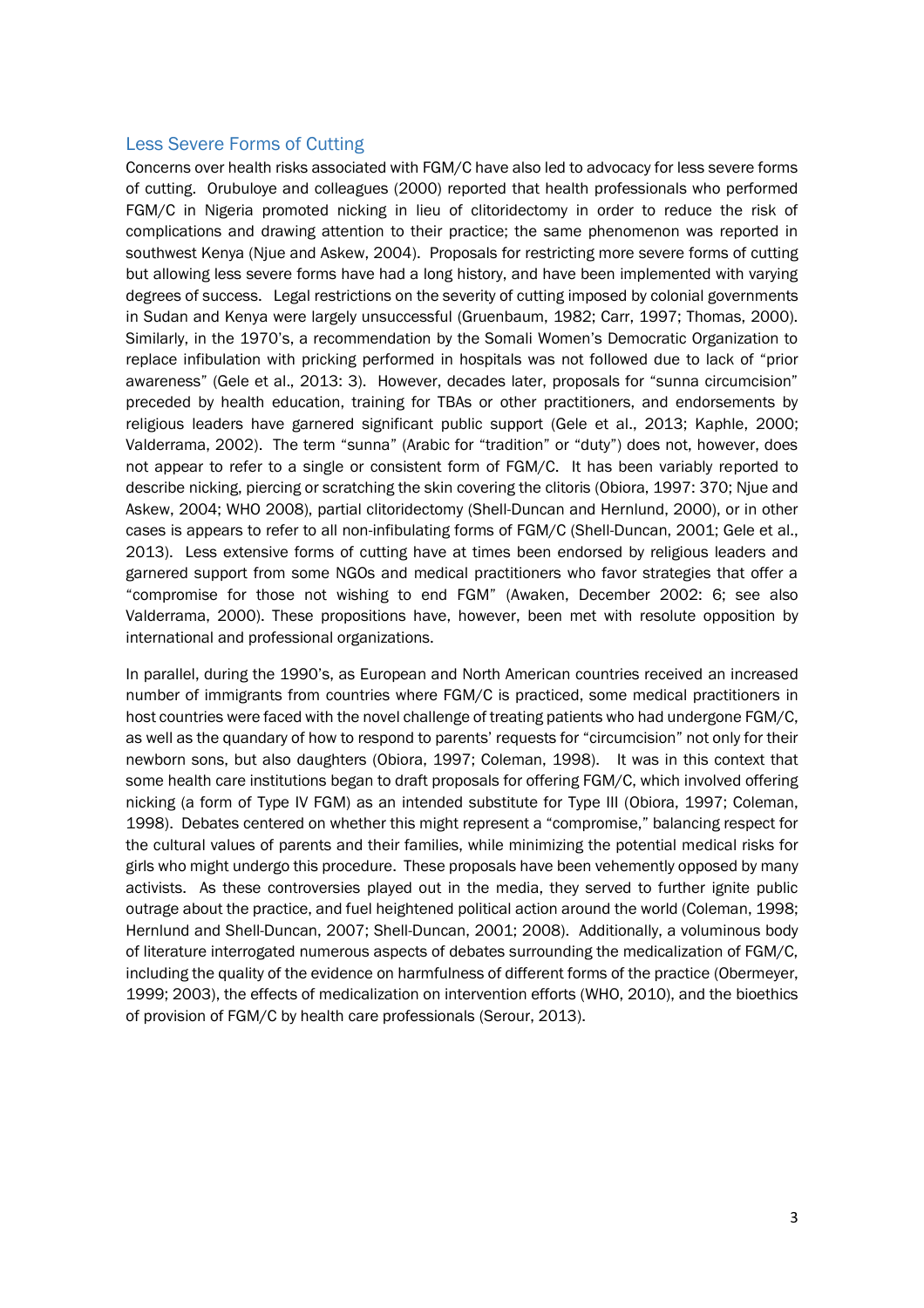## Less Severe Forms of Cutting

Concerns over health risks associated with FGM/C have also led to advocacy for less severe forms of cutting. Orubuloye and colleagues (2000) reported that health professionals who performed FGM/C in Nigeria promoted nicking in lieu of clitoridectomy in order to reduce the risk of complications and drawing attention to their practice; the same phenomenon was reported in southwest Kenya (Njue and Askew, 2004). Proposals for restricting more severe forms of cutting but allowing less severe forms have had a long history, and have been implemented with varying degrees of success. Legal restrictions on the severity of cutting imposed by colonial governments in Sudan and Kenya were largely unsuccessful (Gruenbaum, 1982; Carr, 1997; Thomas, 2000). Similarly, in the 1970's, a recommendation by the Somali Women's Democratic Organization to replace infibulation with pricking performed in hospitals was not followed due to lack of "prior awareness" (Gele et al., 2013: 3). However, decades later, proposals for "sunna circumcision" preceded by health education, training for TBAs or other practitioners, and endorsements by religious leaders have garnered significant public support (Gele et al., 2013; Kaphle, 2000; Valderrama, 2002). The term "sunna" (Arabic for "tradition" or "duty") does not, however, does not appear to refer to a single or consistent form of FGM/C. It has been variably reported to describe nicking, piercing or scratching the skin covering the clitoris (Obiora, 1997: 370; Njue and Askew, 2004; WHO 2008), partial clitoridectomy (Shell-Duncan and Hernlund, 2000), or in other cases is appears to refer to all non-infibulating forms of FGM/C (Shell-Duncan, 2001; Gele et al., 2013). Less extensive forms of cutting have at times been endorsed by religious leaders and garnered support from some NGOs and medical practitioners who favor strategies that offer a "compromise for those not wishing to end FGM" (Awaken, December 2002: 6; see also Valderrama, 2000). These propositions have, however, been met with resolute opposition by international and professional organizations.

In parallel, during the 1990's, as European and North American countries received an increased number of immigrants from countries where FGM/C is practiced, some medical practitioners in host countries were faced with the novel challenge of treating patients who had undergone FGM/C, as well as the quandary of how to respond to parents' requests for "circumcision" not only for their newborn sons, but also daughters (Obiora, 1997; Coleman, 1998). It was in this context that some health care institutions began to draft proposals for offering FGM/C, which involved offering nicking (a form of Type IV FGM) as an intended substitute for Type III (Obiora, 1997; Coleman, 1998). Debates centered on whether this might represent a "compromise," balancing respect for the cultural values of parents and their families, while minimizing the potential medical risks for girls who might undergo this procedure. These proposals have been vehemently opposed by many activists. As these controversies played out in the media, they served to further ignite public outrage about the practice, and fuel heightened political action around the world (Coleman, 1998; Hernlund and Shell-Duncan, 2007; Shell-Duncan, 2001; 2008). Additionally, a voluminous body of literature interrogated numerous aspects of debates surrounding the medicalization of FGM/C, including the quality of the evidence on harmfulness of different forms of the practice (Obermeyer, 1999; 2003), the effects of medicalization on intervention efforts (WHO, 2010), and the bioethics of provision of FGM/C by health care professionals (Serour, 2013).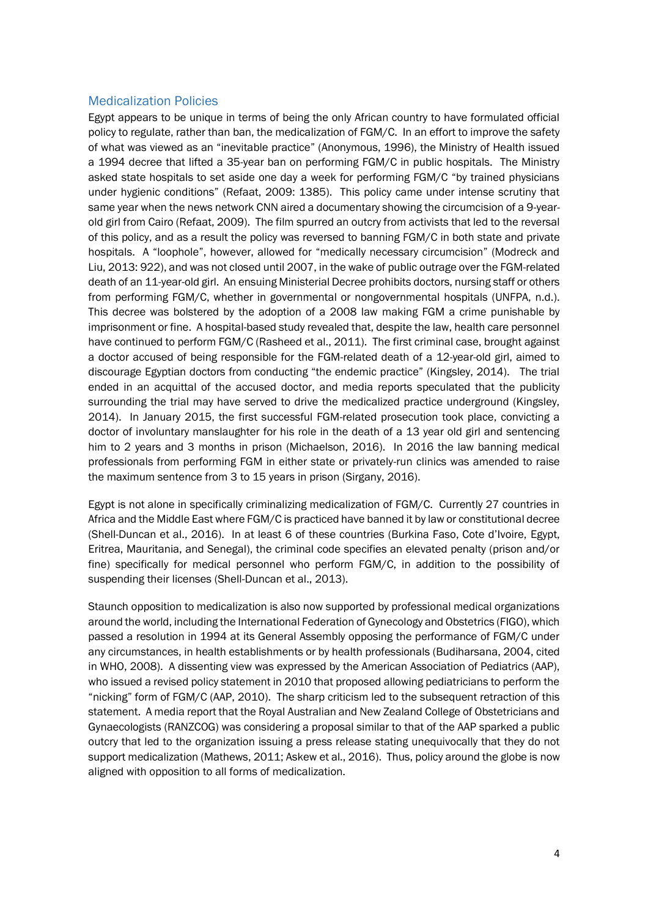## Medicalization Policies

Egypt appears to be unique in terms of being the only African country to have formulated official policy to regulate, rather than ban, the medicalization of FGM/C. In an effort to improve the safety of what was viewed as an "inevitable practice" (Anonymous, 1996), the Ministry of Health issued a 1994 decree that lifted a 35-year ban on performing FGM/C in public hospitals. The Ministry asked state hospitals to set aside one day a week for performing FGM/C "by trained physicians under hygienic conditions" (Refaat, 2009: 1385). This policy came under intense scrutiny that same year when the news network CNN aired a documentary showing the circumcision of a 9-year-old girl from Cairo (Refaat, 2009). The film spurred an outcry from activists that led to the reversal of this policy, and as a result the policy was reversed to banning FGM/C in both state and private hospitals. A "loophole", however, allowed for "medically necessary circumcision" (Modreck and Liu, 2013: 922), and was not closed until 2007, in the wake of public outrage over the FGM-related death of an 11-year-old girl. An ensuing Ministerial Decree prohibits doctors, nursing staff or others from performing FGM/C, whether in governmental or nongovernmental hospitals (UNFPA, n.d.). This decree was bolstered by the adoption of a 2008 law making FGM a crime punishable by imprisonment or fine. A hospital-based study revealed that, despite the law, health care personnel have continued to perform FGM/C (Rasheed et al., 2011). The first criminal case, brought against a doctor accused of being responsible for the FGM-related death of a 12-year-old girl, aimed to discourage Egyptian doctors from conducting "the endemic practice" (Kingsley, 2014). The trial ended in an acquittal of the accused doctor, and media reports speculated that the publicity surrounding the trial may have served to drive the medicalized practice underground (Kingsley, 2014). In January 2015, the first successful FGM-related prosecution took place, convicting a doctor of involuntary manslaughter for his role in the death of a 13 year old girl and sentencing him to 2 years and 3 months in prison (Michaelson, 2016). In 2016 the law banning medical professionals from performing FGM in either state or privately-run clinics was amended to raise the maximum sentence from 3 to 15 years in prison (Sirgany, 2016).

Egypt is not alone in specifically criminalizing medicalization of FGM/C. Currently 27 countries in Africa and the Middle East where FGM/C is practiced have banned it by law or constitutional decree (Shell-Duncan et al., 2016). In at least 6 of these countries (Burkina Faso, Cote d'Ivoire, Egypt, Eritrea, Mauritania, and Senegal), the criminal code specifies an elevated penalty (prison and/or fine) specifically for medical personnel who perform FGM/C, in addition to the possibility of suspending their licenses (Shell-Duncan et al., 2013).

Staunch opposition to medicalization is also now supported by professional medical organizations around the world, including the International Federation of Gynecology and Obstetrics (FIGO), which passed a resolution in 1994 at its General Assembly opposing the performance of FGM/C under any circumstances, in health establishments or by health professionals (Budiharsana, 2004, cited in WHO, 2008). A dissenting view was expressed by the American Association of Pediatrics (AAP), who issued a revised policy statement in 2010 that proposed allowing pediatricians to perform the "nicking" form of FGM/C (AAP, 2010). The sharp criticism led to the subsequent retraction of this statement. A media report that the Royal Australian and New Zealand College of Obstetricians and Gynaecologists (RANZCOG) was considering a proposal similar to that of the AAP sparked a public outcry that led to the organization issuing a press release stating unequivocally that they do not support medicalization (Mathews, 2011; Askew et al., 2016). Thus, policy around the globe is now aligned with opposition to all forms of medicalization.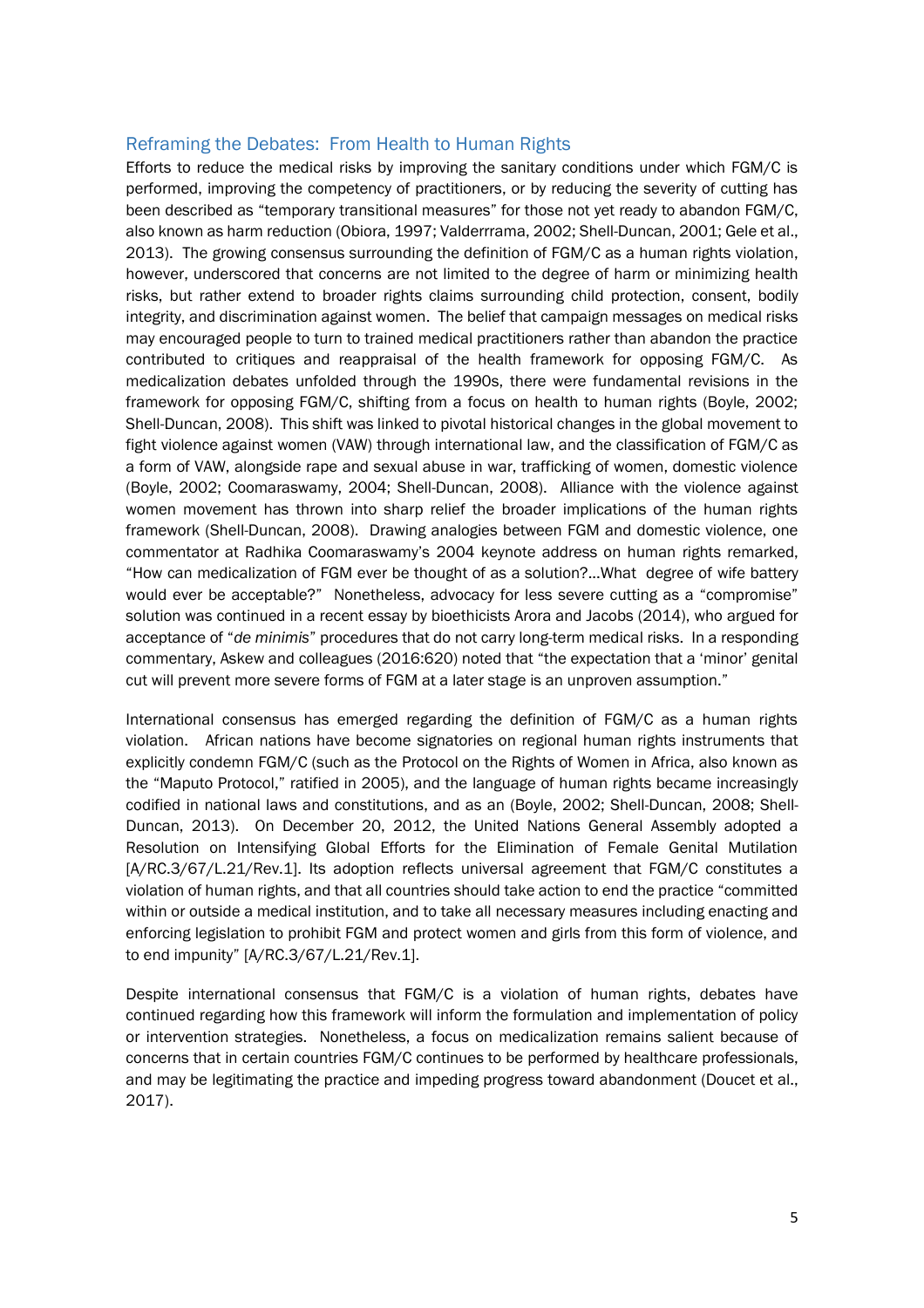## Reframing the Debates: From Health to Human Rights

Efforts to reduce the medical risks by improving the sanitary conditions under which FGM/C is performed, improving the competency of practitioners, or by reducing the severity of cutting has been described as "temporary transitional measures" for those not yet ready to abandon FGM/C, also known as harm reduction (Obiora, 1997; Valderrrama, 2002; Shell-Duncan, 2001; Gele et al., 2013). The growing consensus surrounding the definition of FGM/C as a human rights violation, however, underscored that concerns are not limited to the degree of harm or minimizing health risks, but rather extend to broader rights claims surrounding child protection, consent, bodily integrity, and discrimination against women. The belief that campaign messages on medical risks may encouraged people to turn to trained medical practitioners rather than abandon the practice contributed to critiques and reappraisal of the health framework for opposing FGM/C. As medicalization debates unfolded through the 1990s, there were fundamental revisions in the framework for opposing FGM/C, shifting from a focus on health to human rights (Boyle, 2002; Shell-Duncan, 2008). This shift was linked to pivotal historical changes in the global movement to fight violence against women (VAW) through international law, and the classification of FGM/C as a form of VAW, alongside rape and sexual abuse in war, trafficking of women, domestic violence (Boyle, 2002; Coomaraswamy, 2004; Shell-Duncan, 2008). Alliance with the violence against women movement has thrown into sharp relief the broader implications of the human rights framework (Shell-Duncan, 2008). Drawing analogies between FGM and domestic violence, one commentator at Radhika Coomaraswamy's 2004 keynote address on human rights remarked, "How can medicalization of FGM ever be thought of as a solution?…What degree of wife battery would ever be acceptable?" Nonetheless, advocacy for less severe cutting as a "compromise" solution was continued in a recent essay by bioethicists Arora and Jacobs (2014), who argued for acceptance of "*de minimis*" procedures that do not carry long-term medical risks. In a responding commentary, Askew and colleagues (2016:620) noted that "the expectation that a 'minor' genital cut will prevent more severe forms of FGM at a later stage is an unproven assumption."

International consensus has emerged regarding the definition of FGM/C as a human rights violation. African nations have become signatories on regional human rights instruments that explicitly condemn FGM/C (such as the Protocol on the Rights of Women in Africa, also known as the "Maputo Protocol," ratified in 2005), and the language of human rights became increasingly codified in national laws and constitutions, and as an (Boyle, 2002; Shell-Duncan, 2008; Shell-Duncan, 2013). On December 20, 2012, the United Nations General Assembly adopted a Resolution on Intensifying Global Efforts for the Elimination of Female Genital Mutilation [A/RC.3/67/L.21/Rev.1]. Its adoption reflects universal agreement that FGM/C constitutes a violation of human rights, and that all countries should take action to end the practice "committed within or outside a medical institution, and to take all necessary measures including enacting and enforcing legislation to prohibit FGM and protect women and girls from this form of violence, and to end impunity" [A/RC.3/67/L.21/Rev.1].

Despite international consensus that FGM/C is a violation of human rights, debates have continued regarding how this framework will inform the formulation and implementation of policy or intervention strategies. Nonetheless, a focus on medicalization remains salient because of concerns that in certain countries FGM/C continues to be performed by healthcare professionals, and may be legitimating the practice and impeding progress toward abandonment (Doucet et al., 2017).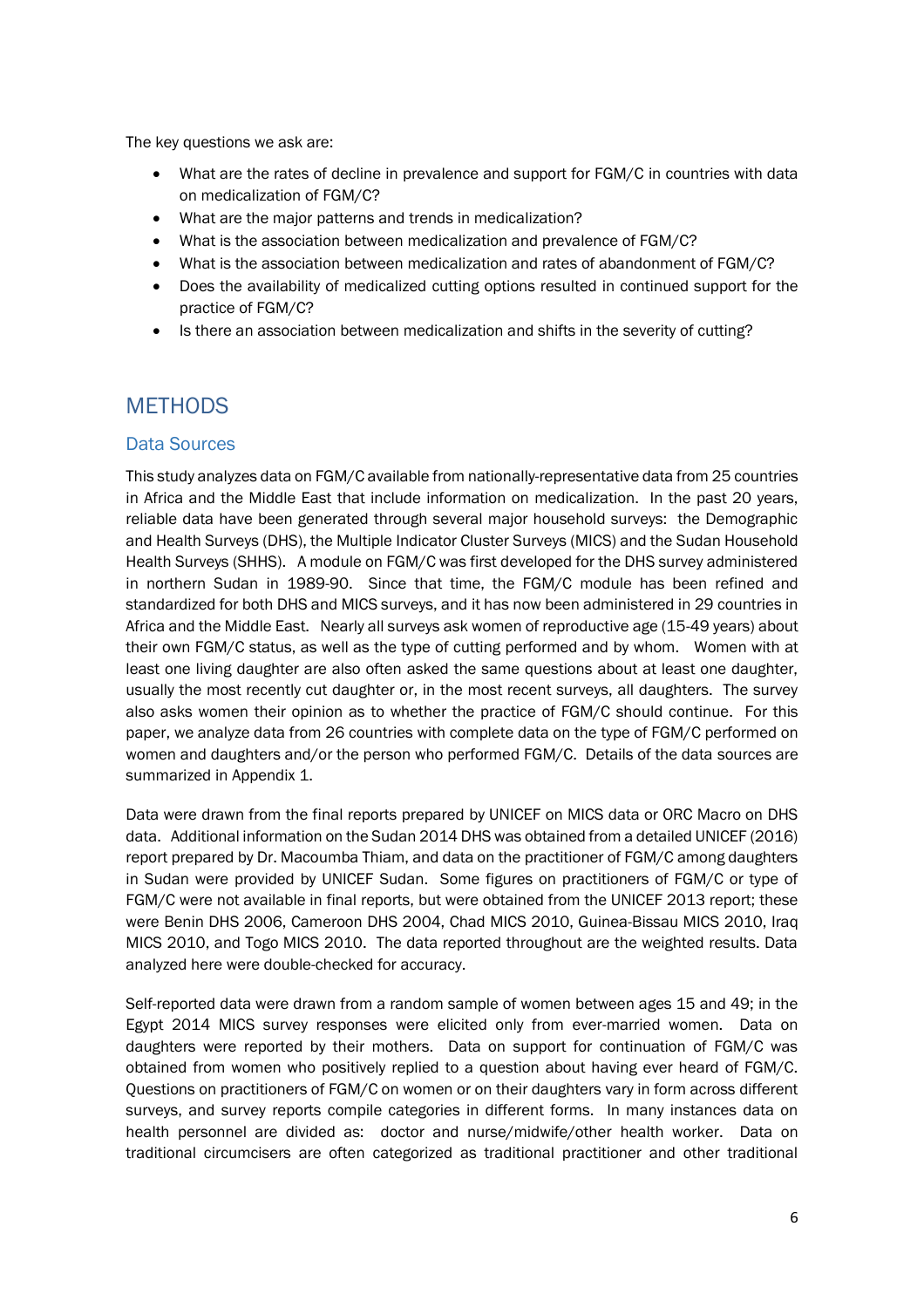The key questions we ask are:

- What are the rates of decline in prevalence and support for FGM/C in countries with data on medicalization of FGM/C?
- What are the major patterns and trends in medicalization?
- What is the association between medicalization and prevalence of FGM/C?
- What is the association between medicalization and rates of abandonment of FGM/C?
- Does the availability of medicalized cutting options resulted in continued support for the practice of FGM/C?
- Is there an association between medicalization and shifts in the severity of cutting?

# METHODS

## Data Sources

This study analyzes data on FGM/C available from nationally-representative data from 25 countries in Africa and the Middle East that include information on medicalization. In the past 20 years, reliable data have been generated through several major household surveys: the Demographic and Health Surveys (DHS), the Multiple Indicator Cluster Surveys (MICS) and the Sudan Household Health Surveys (SHHS). A module on FGM/C was first developed for the DHS survey administered in northern Sudan in 1989-90. Since that time, the FGM/C module has been refined and standardized for both DHS and MICS surveys, and it has now been administered in 29 countries in Africa and the Middle East. Nearly all surveys ask women of reproductive age (15-49 years) about their own FGM/C status, as well as the type of cutting performed and by whom. Women with at least one living daughter are also often asked the same questions about at least one daughter, usually the most recently cut daughter or, in the most recent surveys, all daughters. The survey also asks women their opinion as to whether the practice of FGM/C should continue. For this paper, we analyze data from 26 countries with complete data on the type of FGM/C performed on women and daughters and/or the person who performed FGM/C. Details of the data sources are summarized in Appendix 1.

Data were drawn from the final reports prepared by UNICEF on MICS data or ORC Macro on DHS data. Additional information on the Sudan 2014 DHS was obtained from a detailed UNICEF (2016) report prepared by Dr. Macoumba Thiam, and data on the practitioner of FGM/C among daughters in Sudan were provided by UNICEF Sudan. Some figures on practitioners of FGM/C or type of FGM/C were not available in final reports, but were obtained from the UNICEF 2013 report; these were Benin DHS 2006, Cameroon DHS 2004, Chad MICS 2010, Guinea-Bissau MICS 2010, Iraq MICS 2010, and Togo MICS 2010. The data reported throughout are the weighted results. Data analyzed here were double-checked for accuracy.

Self-reported data were drawn from a random sample of women between ages 15 and 49; in the Egypt 2014 MICS survey responses were elicited only from ever-married women. Data on daughters were reported by their mothers. Data on support for continuation of FGM/C was obtained from women who positively replied to a question about having ever heard of FGM/C. Questions on practitioners of FGM/C on women or on their daughters vary in form across different surveys, and survey reports compile categories in different forms. In many instances data on health personnel are divided as: doctor and nurse/midwife/other health worker. Data on traditional circumcisers are often categorized as traditional practitioner and other traditional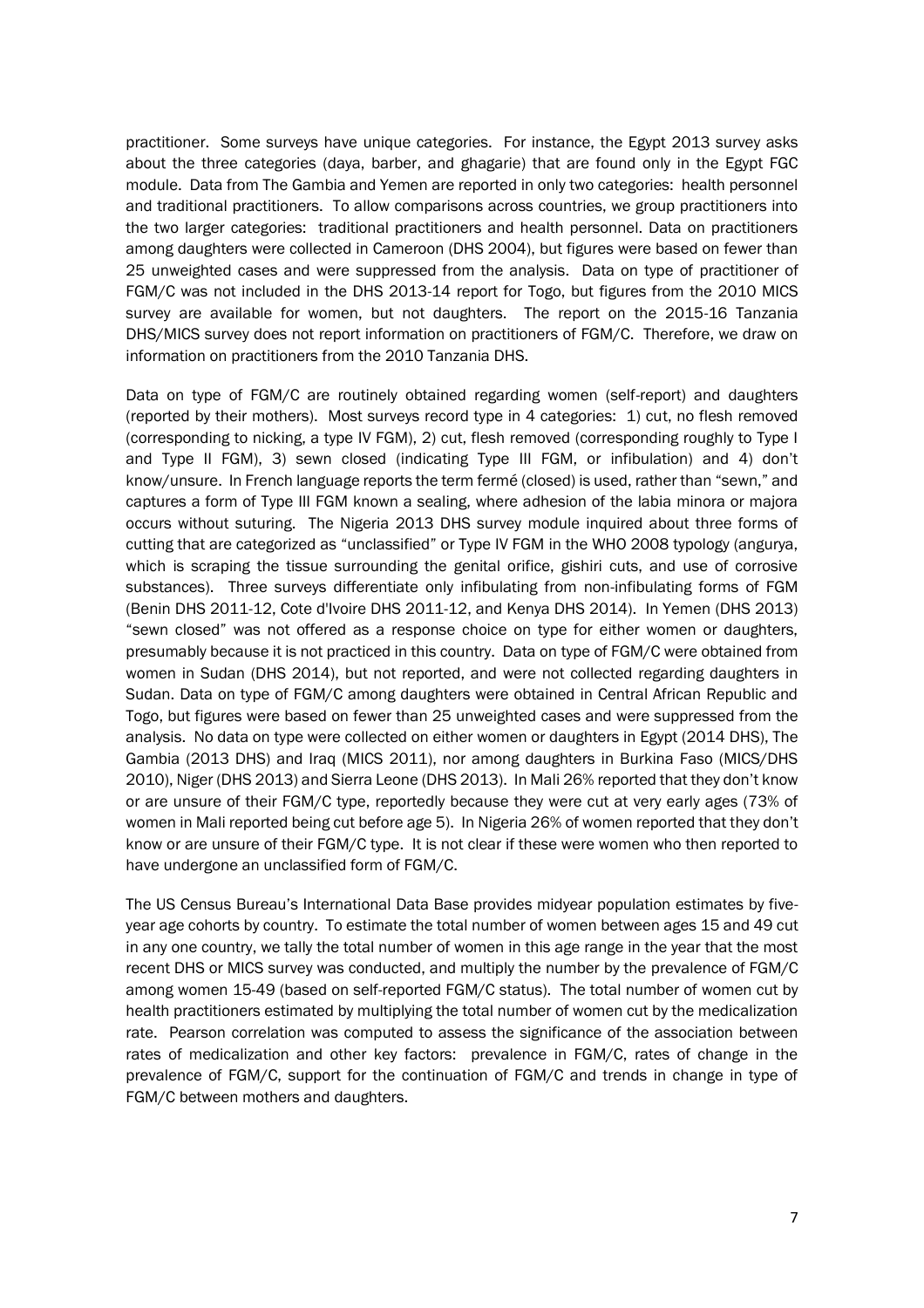practitioner. Some surveys have unique categories. For instance, the Egypt 2013 survey asks about the three categories (daya, barber, and ghagarie) that are found only in the Egypt FGC module. Data from The Gambia and Yemen are reported in only two categories: health personnel and traditional practitioners. To allow comparisons across countries, we group practitioners into the two larger categories: traditional practitioners and health personnel. Data on practitioners among daughters were collected in Cameroon (DHS 2004), but figures were based on fewer than 25 unweighted cases and were suppressed from the analysis. Data on type of practitioner of FGM/C was not included in the DHS 2013-14 report for Togo, but figures from the 2010 MICS survey are available for women, but not daughters. The report on the 2015-16 Tanzania DHS/MICS survey does not report information on practitioners of FGM/C. Therefore, we draw on information on practitioners from the 2010 Tanzania DHS.

Data on type of FGM/C are routinely obtained regarding women (self-report) and daughters (reported by their mothers). Most surveys record type in 4 categories: 1) cut, no flesh removed (corresponding to nicking, a type IV FGM), 2) cut, flesh removed (corresponding roughly to Type I and Type II FGM), 3) sewn closed (indicating Type III FGM, or infibulation) and 4) don't know/unsure. In French language reports the term fermé (closed) is used, rather than "sewn," and captures a form of Type III FGM known a sealing, where adhesion of the labia minora or majora occurs without suturing. The Nigeria 2013 DHS survey module inquired about three forms of cutting that are categorized as "unclassified" or Type IV FGM in the WHO 2008 typology (angurya, which is scraping the tissue surrounding the genital orifice, gishiri cuts, and use of corrosive substances). Three surveys differentiate only infibulating from non-infibulating forms of FGM (Benin DHS 2011-12, Cote d'Ivoire DHS 2011-12, and Kenya DHS 2014). In Yemen (DHS 2013) "sewn closed" was not offered as a response choice on type for either women or daughters, presumably because it is not practiced in this country. Data on type of FGM/C were obtained from women in Sudan (DHS 2014), but not reported, and were not collected regarding daughters in Sudan. Data on type of FGM/C among daughters were obtained in Central African Republic and Togo, but figures were based on fewer than 25 unweighted cases and were suppressed from the analysis. No data on type were collected on either women or daughters in Egypt (2014 DHS), The Gambia (2013 DHS) and Iraq (MICS 2011), nor among daughters in Burkina Faso (MICS/DHS 2010), Niger (DHS 2013) and Sierra Leone (DHS 2013). In Mali 26% reported that they don't know or are unsure of their FGM/C type, reportedly because they were cut at very early ages (73% of women in Mali reported being cut before age 5). In Nigeria 26% of women reported that they don't know or are unsure of their FGM/C type. It is not clear if these were women who then reported to have undergone an unclassified form of FGM/C.

The US Census Bureau's International Data Base provides midyear population estimates by five-year age cohorts by country. To estimate the total number of women between ages 15 and 49 cut in any one country, we tally the total number of women in this age range in the year that the most recent DHS or MICS survey was conducted, and multiply the number by the prevalence of FGM/C among women 15-49 (based on self-reported FGM/C status). The total number of women cut by health practitioners estimated by multiplying the total number of women cut by the medicalization rate. Pearson correlation was computed to assess the significance of the association between rates of medicalization and other key factors: prevalence in FGM/C, rates of change in the prevalence of FGM/C, support for the continuation of FGM/C and trends in change in type of FGM/C between mothers and daughters.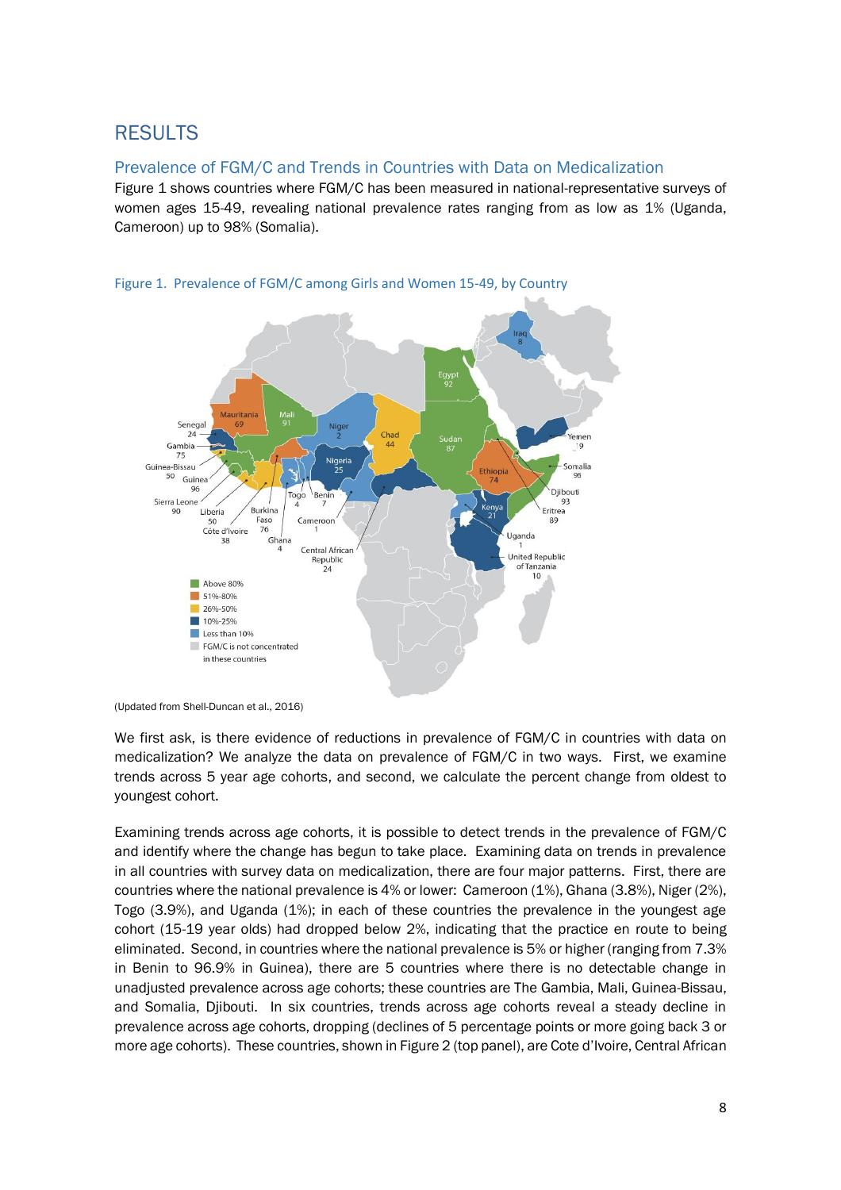# RESULTS

## Prevalence of FGM/C and Trends in Countries with Data on Medicalization

Figure 1 shows countries where FGM/C has been measured in national-representative surveys of women ages 15-49, revealing national prevalence rates ranging from as low as 1% (Uganda, Cameroon) up to 98% (Somalia).

Figure 1. Prevalence of FGM/C among Girls and Women 15-49, by Country

(Updated from Shell-Duncan et al., 2016)

We first ask, is there evidence of reductions in prevalence of FGM/C in countries with data on medicalization? We analyze the data on prevalence of FGM/C in two ways. First, we examine trends across 5 year age cohorts, and second, we calculate the percent change from oldest to youngest cohort.

Examining trends across age cohorts, it is possible to detect trends in the prevalence of FGM/C and identify where the change has begun to take place. Examining data on trends in prevalence in all countries with survey data on medicalization, there are four major patterns. First, there are countries where the national prevalence is 4% or lower: Cameroon (1%), Ghana (3.8%), Niger (2%), Togo (3.9%), and Uganda (1%); in each of these countries the prevalence in the youngest age cohort (15-19 year olds) had dropped below 2%, indicating that the practice en route to being eliminated. Second, in countries where the national prevalence is 5% or higher (ranging from 7.3% in Benin to 96.9% in Guinea), there are 5 countries where there is no detectable change in unadjusted prevalence across age cohorts; these countries are The Gambia, Mali, Guinea-Bissau, and Somalia, Djibouti. In six countries, trends across age cohorts reveal a steady decline in prevalence across age cohorts, dropping (declines of 5 percentage points or more going back 3 or more age cohorts). These countries, shown in Figure 2 (top panel), are Cote d'Ivoire, Central African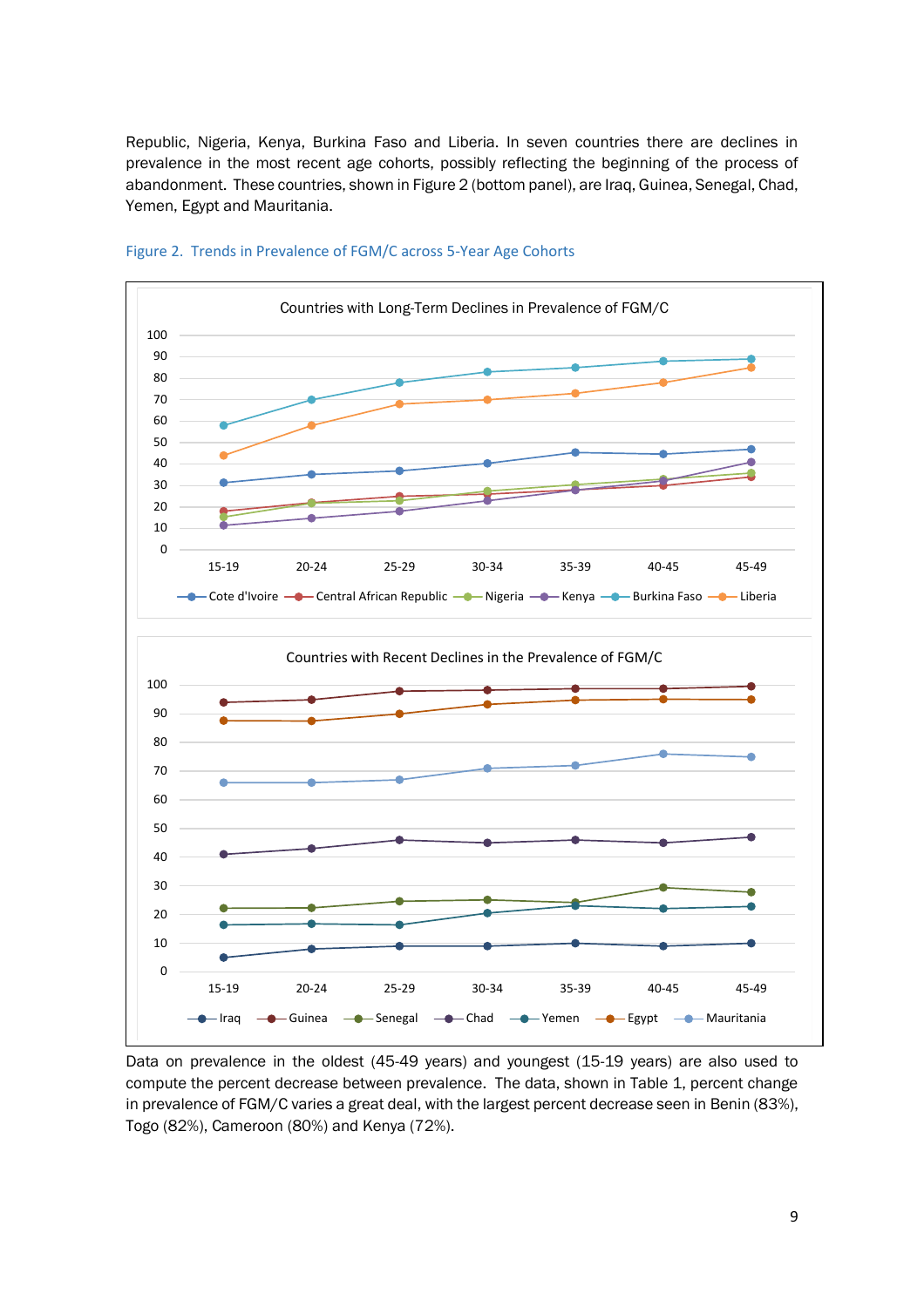Republic, Nigeria, Kenya, Burkina Faso and Liberia. In seven countries there are declines in prevalence in the most recent age cohorts, possibly reflecting the beginning of the process of abandonment. These countries, shown in Figure 2 (bottom panel), are Iraq, Guinea, Senegal, Chad, Yemen, Egypt and Mauritania.

Figure 2. Trends in Prevalence of FGM/C across 5-Year Age Cohorts

Data on prevalence in the oldest (45-49 years) and youngest (15-19 years) are also used to compute the percent decrease between prevalence. The data, shown in Table 1, percent change in prevalence of FGM/C varies a great deal, with the largest percent decrease seen in Benin (83%), Togo (82%), Cameroon (80%) and Kenya (72%).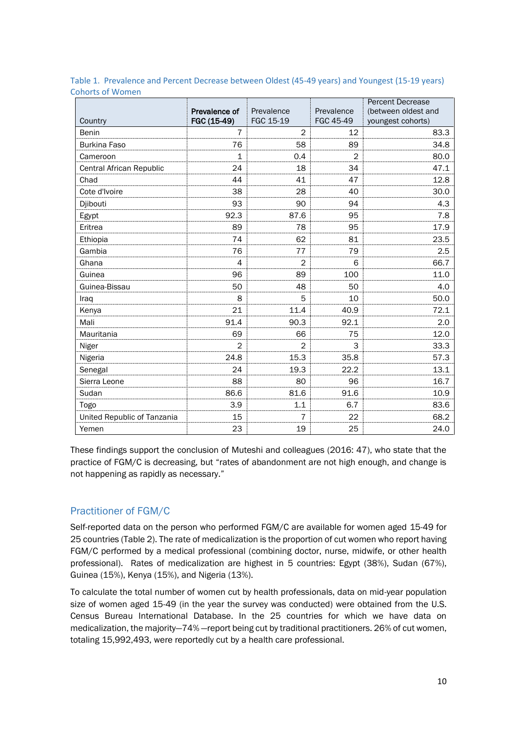Table 1. Prevalence and Percent Decrease between Oldest (45-49 years) and Youngest (15-19 years) Cohorts of Women

| Country | **Prevalence of FGC (15-49)** | Prevalence FGC 15-19 | Prevalence FGC 45-49 | Percent Decrease (between oldest and youngest cohorts) |
|---|---|---|---|---|
| Benin | 7 | 2 | 12 | 83.3 |
| Burkina Faso | 76 | 58 | 89 | 34.8 |
| Cameroon | 1 | 0.4 | 2 | 80.0 |
| Central African Republic | 24 | 18 | 34 | 47.1 |
| Chad | 44 | 41 | 47 | 12.8 |
| Cote d'Ivoire | 38 | 28 | 40 | 30.0 |
| Djibouti | 93 | 90 | 94 | 4.3 |
| Egypt | 92.3 | 87.6 | 95 | 7.8 |
| Eritrea | 89 | 78 | 95 | 17.9 |
| Ethiopia | 74 | 62 | 81 | 23.5 |
| Gambia | 76 | 77 | 79 | 2.5 |
| Ghana | 4 | 2 | 6 | 66.7 |
| Guinea | 96 | 89 | 100 | 11.0 |
| Guinea-Bissau | 50 | 48 | 50 | 4.0 |
| Iraq | 8 | 5 | 10 | 50.0 |
| Kenya | 21 | 11.4 | 40.9 | 72.1 |
| Mali | 91.4 | 90.3 | 92.1 | 2.0 |
| Mauritania | 69 | 66 | 75 | 12.0 |
| Niger | 2 | 2 | 3 | 33.3 |
| Nigeria | 24.8 | 15.3 | 35.8 | 57.3 |
| Senegal | 24 | 19.3 | 22.2 | 13.1 |
| Sierra Leone | 88 | 80 | 96 | 16.7 |
| Sudan | 86.6 | 81.6 | 91.6 | 10.9 |
| Togo | 3.9 | 1.1 | 6.7 | 83.6 |
| United Republic of Tanzania | 15 | 7 | 22 | 68.2 |
| Yemen | 23 | 19 | 25 | 24.0 |

These findings support the conclusion of Muteshi and colleagues (2016: 47), who state that the practice of FGM/C is decreasing, but "rates of abandonment are not high enough, and change is not happening as rapidly as necessary."

## Practitioner of FGM/C

Self-reported data on the person who performed FGM/C are available for women aged 15-49 for 25 countries (Table 2). The rate of medicalization is the proportion of cut women who report having FGM/C performed by a medical professional (combining doctor, nurse, midwife, or other health professional). Rates of medicalization are highest in 5 countries: Egypt (38%), Sudan (67%), Guinea (15%), Kenya (15%), and Nigeria (13%).

To calculate the total number of women cut by health professionals, data on mid-year population size of women aged 15-49 (in the year the survey was conducted) were obtained from the U.S. Census Bureau International Database. In the 25 countries for which we have data on medicalization, the majority—74%—report being cut by traditional practitioners. 26% of cut women, totaling 15,992,493, were reportedly cut by a health care professional.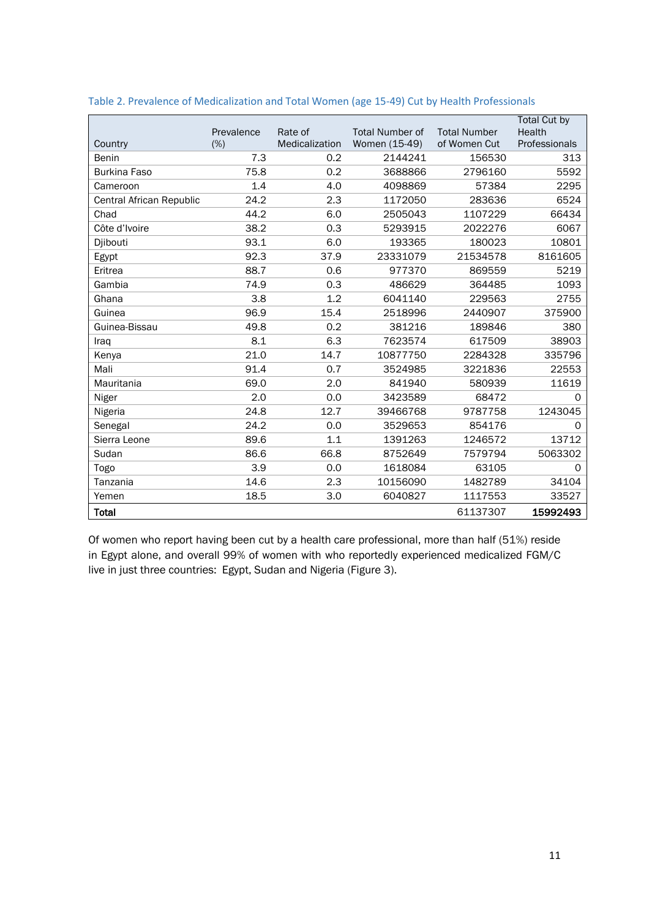Table 2. Prevalence of Medicalization and Total Women (age 15-49) Cut by Health Professionals

| Country | Prevalence (%) | Rate of Medicalization | Total Number of Women (15-49) | Total Number of Women Cut | Total Cut by Health Professionals |
|---|---|---|---|---|---|
| Benin | 7.3 | 0.2 | 2144241 | 156530 | 313 |
| Burkina Faso | 75.8 | 0.2 | 3688866 | 2796160 | 5592 |
| Cameroon | 1.4 | 4.0 | 4098869 | 57384 | 2295 |
| Central African Republic | 24.2 | 2.3 | 1172050 | 283636 | 6524 |
| Chad | 44.2 | 6.0 | 2505043 | 1107229 | 66434 |
| Côte d'Ivoire | 38.2 | 0.3 | 5293915 | 2022276 | 6067 |
| Djibouti | 93.1 | 6.0 | 193365 | 180023 | 10801 |
| Egypt | 92.3 | 37.9 | 23331079 | 21534578 | 8161605 |
| Eritrea | 88.7 | 0.6 | 977370 | 869559 | 5219 |
| Gambia | 74.9 | 0.3 | 486629 | 364485 | 1093 |
| Ghana | 3.8 | 1.2 | 6041140 | 229563 | 2755 |
| Guinea | 96.9 | 15.4 | 2518996 | 2440907 | 375900 |
| Guinea-Bissau | 49.8 | 0.2 | 381216 | 189846 | 380 |
| Iraq | 8.1 | 6.3 | 7623574 | 617509 | 38903 |
| Kenya | 21.0 | 14.7 | 10877750 | 2284328 | 335796 |
| Mali | 91.4 | 0.7 | 3524985 | 3221836 | 22553 |
| Mauritania | 69.0 | 2.0 | 841940 | 580939 | 11619 |
| Niger | 2.0 | 0.0 | 3423589 | 68472 | 0 |
| Nigeria | 24.8 | 12.7 | 39466768 | 9787758 | 1243045 |
| Senegal | 24.2 | 0.0 | 3529653 | 854176 | 0 |
| Sierra Leone | 89.6 | 1.1 | 1391263 | 1246572 | 13712 |
| Sudan | 86.6 | 66.8 | 8752649 | 7579794 | 5063302 |
| Togo | 3.9 | 0.0 | 1618084 | 63105 | 0 |
| Tanzania | 14.6 | 2.3 | 10156090 | 1482789 | 34104 |
| Yemen | 18.5 | 3.0 | 6040827 | 1117553 | 33527 |
| **Total** | | | | 61137307 | **15992493** |

Of women who report having been cut by a health care professional, more than half (51%) reside in Egypt alone, and overall 99% of women with who reportedly experienced medicalized FGM/C live in just three countries: Egypt, Sudan and Nigeria (Figure 3).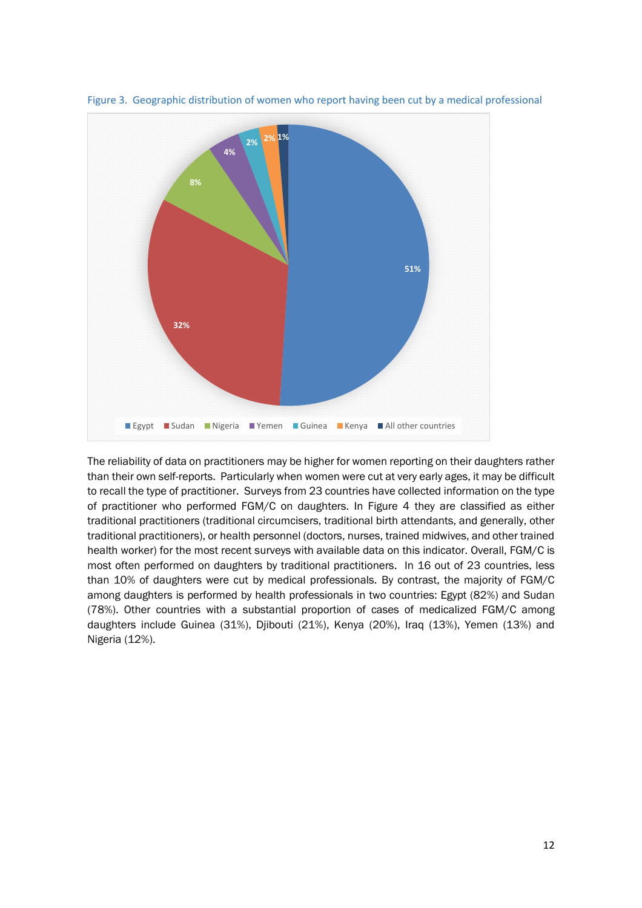Figure 3. Geographic distribution of women who report having been cut by a medical professional

The reliability of data on practitioners may be higher for women reporting on their daughters rather than their own self-reports. Particularly when women were cut at very early ages, it may be difficult to recall the type of practitioner. Surveys from 23 countries have collected information on the type of practitioner who performed FGM/C on daughters. In Figure 4 they are classified as either traditional practitioners (traditional circumcisers, traditional birth attendants, and generally, other traditional practitioners), or health personnel (doctors, nurses, trained midwives, and other trained health worker) for the most recent surveys with available data on this indicator. Overall, FGM/C is most often performed on daughters by traditional practitioners. In 16 out of 23 countries, less than 10% of daughters were cut by medical professionals. By contrast, the majority of FGM/C among daughters is performed by health professionals in two countries: Egypt (82%) and Sudan (78%). Other countries with a substantial proportion of cases of medicalized FGM/C among daughters include Guinea (31%), Djibouti (21%), Kenya (20%), Iraq (13%), Yemen (13%) and Nigeria (12%).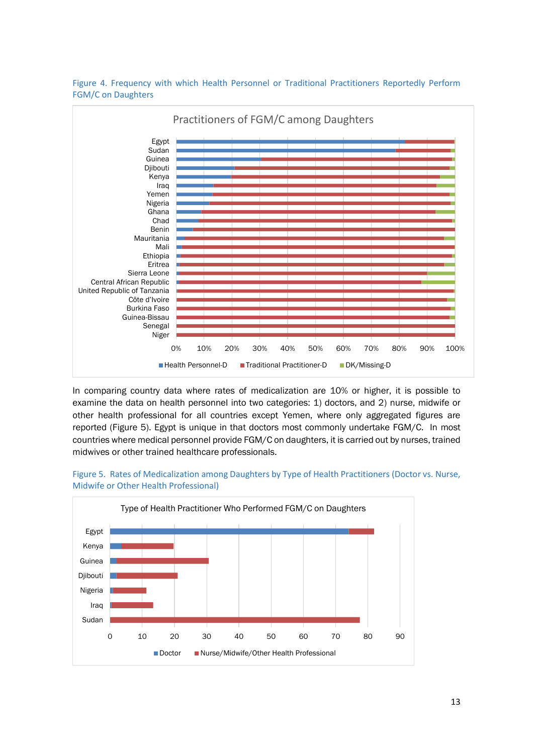Figure 4. Frequency with which Health Personnel or Traditional Practitioners Reportedly Perform FGM/C on Daughters

In comparing country data where rates of medicalization are 10% or higher, it is possible to examine the data on health personnel into two categories: 1) doctors, and 2) nurse, midwife or other health professional for all countries except Yemen, where only aggregated figures are reported (Figure 5). Egypt is unique in that doctors most commonly undertake FGM/C. In most countries where medical personnel provide FGM/C on daughters, it is carried out by nurses, trained midwives or other trained healthcare professionals.

Figure 5. Rates of Medicalization among Daughters by Type of Health Practitioners (Doctor vs. Nurse, Midwife or Other Health Professional)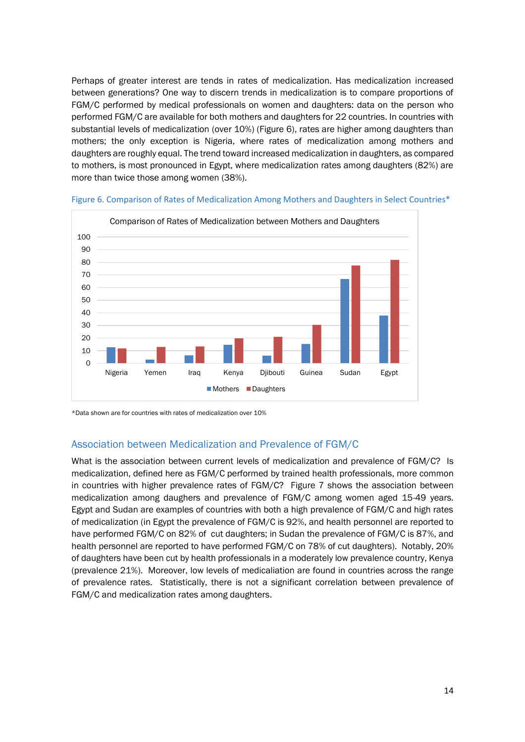Perhaps of greater interest are tends in rates of medicalization. Has medicalization increased between generations? One way to discern trends in medicalization is to compare proportions of FGM/C performed by medical professionals on women and daughters: data on the person who performed FGM/C are available for both mothers and daughters for 22 countries. In countries with substantial levels of medicalization (over 10%) (Figure 6), rates are higher among daughters than mothers; the only exception is Nigeria, where rates of medicalization among mothers and daughters are roughly equal. The trend toward increased medicalization in daughters, as compared to mothers, is most pronounced in Egypt, where medicalization rates among daughters (82%) are more than twice those among women (38%).

Figure 6. Comparison of Rates of Medicalization Among Mothers and Daughters in Select Countries*

Comparison of Rates of Medicalization between Mothers and Daughters

*Data shown are for countries with rates of medicalization over 10%

## Association between Medicalization and Prevalence of FGM/C

What is the association between current levels of medicalization and prevalence of FGM/C? Is medicalization, defined here as FGM/C performed by trained health professionals, more common in countries with higher prevalence rates of FGM/C? Figure 7 shows the association between medicalization among daughers and prevalence of FGM/C among women aged 15-49 years. Egypt and Sudan are examples of countries with both a high prevalence of FGM/C and high rates of medicalization (in Egypt the prevalence of FGM/C is 92%, and health personnel are reported to have performed FGM/C on 82% of cut daughters; in Sudan the prevalence of FGM/C is 87%, and health personnel are reported to have performed FGM/C on 78% of cut daughters). Notably, 20% of daughters have been cut by health professionals in a moderately low prevalence country, Kenya (prevalence 21%). Moreover, low levels of medicaliation are found in countries across the range of prevalence rates. Statistically, there is not a significant correlation between prevalence of FGM/C and medicalization rates among daughters.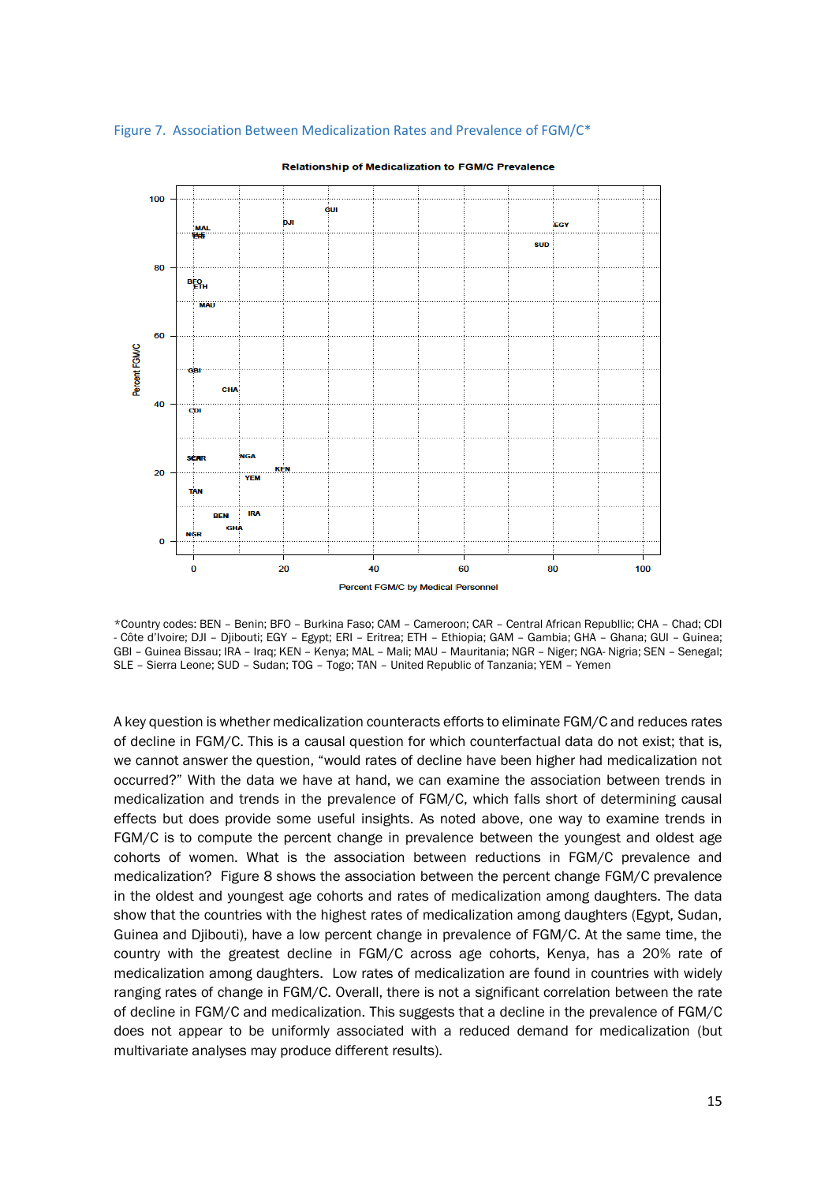Figure 7. Association Between Medicalization Rates and Prevalence of FGM/C*

*Country codes: BEN – Benin; BFO – Burkina Faso; CAM – Cameroon; CAR – Central African Republlic; CHA – Chad; CDI - Côte d'Ivoire; DJI – Djibouti; EGY – Egypt; ERI – Eritrea; ETH – Ethiopia; GAM – Gambia; GHA – Ghana; GUI – Guinea; GBI – Guinea Bissau; IRA – Iraq; KEN – Kenya; MAL – Mali; MAU – Mauritania; NGR – Niger; NGA- Nigria; SEN – Senegal; SLE – Sierra Leone; SUD – Sudan; TOG – Togo; TAN – United Republic of Tanzania; YEM – Yemen

A key question is whether medicalization counteracts efforts to eliminate FGM/C and reduces rates of decline in FGM/C. This is a causal question for which counterfactual data do not exist; that is, we cannot answer the question, "would rates of decline have been higher had medicalization not occurred?" With the data we have at hand, we can examine the association between trends in medicalization and trends in the prevalence of FGM/C, which falls short of determining causal effects but does provide some useful insights. As noted above, one way to examine trends in FGM/C is to compute the percent change in prevalence between the youngest and oldest age cohorts of women. What is the association between reductions in FGM/C prevalence and medicalization? Figure 8 shows the association between the percent change FGM/C prevalence in the oldest and youngest age cohorts and rates of medicalization among daughters. The data show that the countries with the highest rates of medicalization among daughters (Egypt, Sudan, Guinea and Djibouti), have a low percent change in prevalence of FGM/C. At the same time, the country with the greatest decline in FGM/C across age cohorts, Kenya, has a 20% rate of medicalization among daughters. Low rates of medicalization are found in countries with widely ranging rates of change in FGM/C. Overall, there is not a significant correlation between the rate of decline in FGM/C and medicalization. This suggests that a decline in the prevalence of FGM/C does not appear to be uniformly associated with a reduced demand for medicalization (but multivariate analyses may produce different results).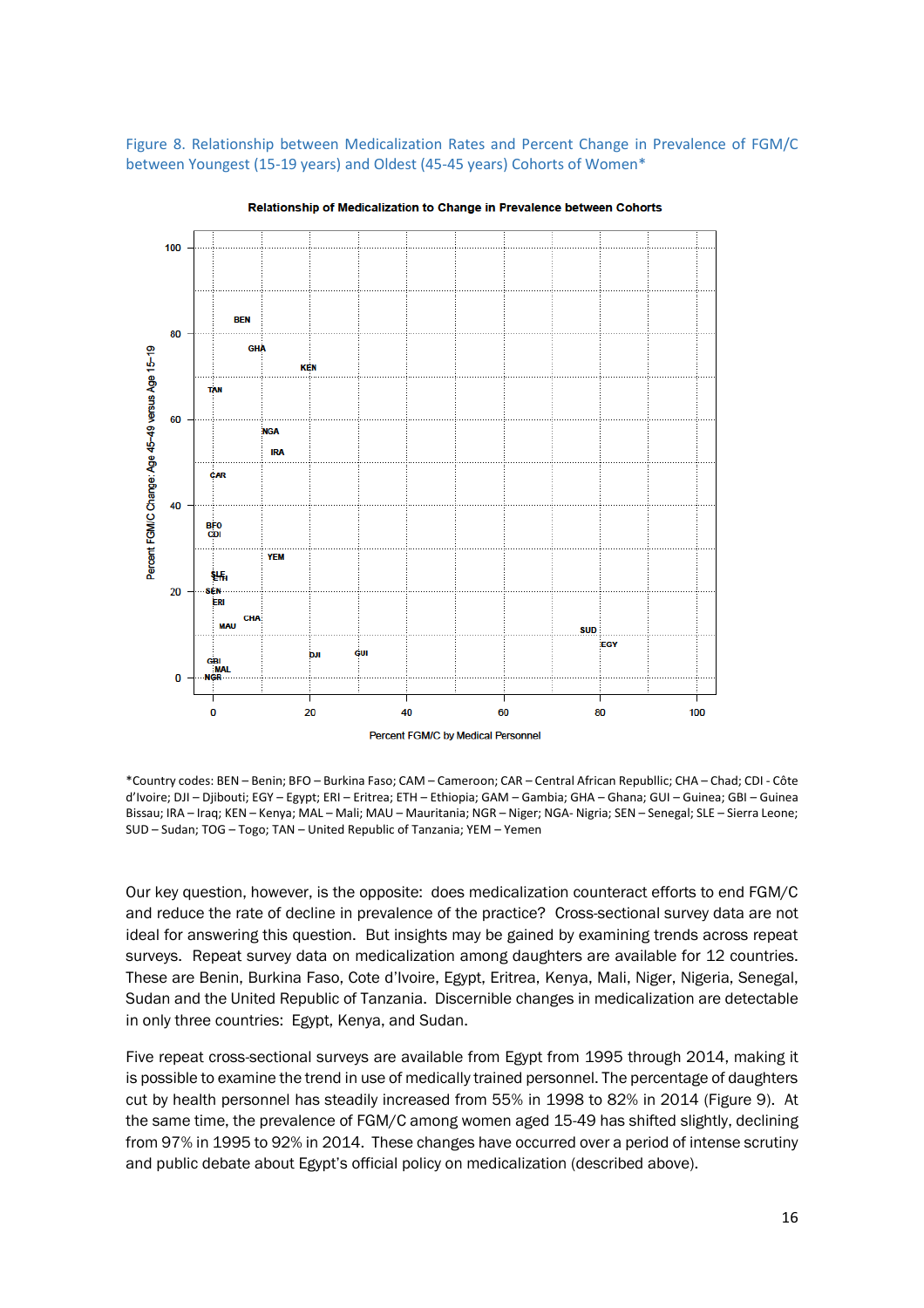Figure 8. Relationship between Medicalization Rates and Percent Change in Prevalence of FGM/C between Youngest (15-19 years) and Oldest (45-45 years) Cohorts of Women*

*Country codes: BEN – Benin; BFO – Burkina Faso; CAM – Cameroon; CAR – Central African Republlic; CHA – Chad; CDI - Côte d'Ivoire; DJI – Djibouti; EGY – Egypt; ERI – Eritrea; ETH – Ethiopia; GAM – Gambia; GHA – Ghana; GUI – Guinea; GBI – Guinea Bissau; IRA – Iraq; KEN – Kenya; MAL – Mali; MAU – Mauritania; NGR – Niger; NGA- Nigria; SEN – Senegal; SLE – Sierra Leone; SUD – Sudan; TOG – Togo; TAN – United Republic of Tanzania; YEM – Yemen

Our key question, however, is the opposite: does medicalization counteract efforts to end FGM/C and reduce the rate of decline in prevalence of the practice? Cross-sectional survey data are not ideal for answering this question. But insights may be gained by examining trends across repeat surveys. Repeat survey data on medicalization among daughters are available for 12 countries. These are Benin, Burkina Faso, Cote d'Ivoire, Egypt, Eritrea, Kenya, Mali, Niger, Nigeria, Senegal, Sudan and the United Republic of Tanzania. Discernible changes in medicalization are detectable in only three countries: Egypt, Kenya, and Sudan.

Five repeat cross-sectional surveys are available from Egypt from 1995 through 2014, making it is possible to examine the trend in use of medically trained personnel. The percentage of daughters cut by health personnel has steadily increased from 55% in 1998 to 82% in 2014 (Figure 9). At the same time, the prevalence of FGM/C among women aged 15-49 has shifted slightly, declining from 97% in 1995 to 92% in 2014. These changes have occurred over a period of intense scrutiny and public debate about Egypt's official policy on medicalization (described above).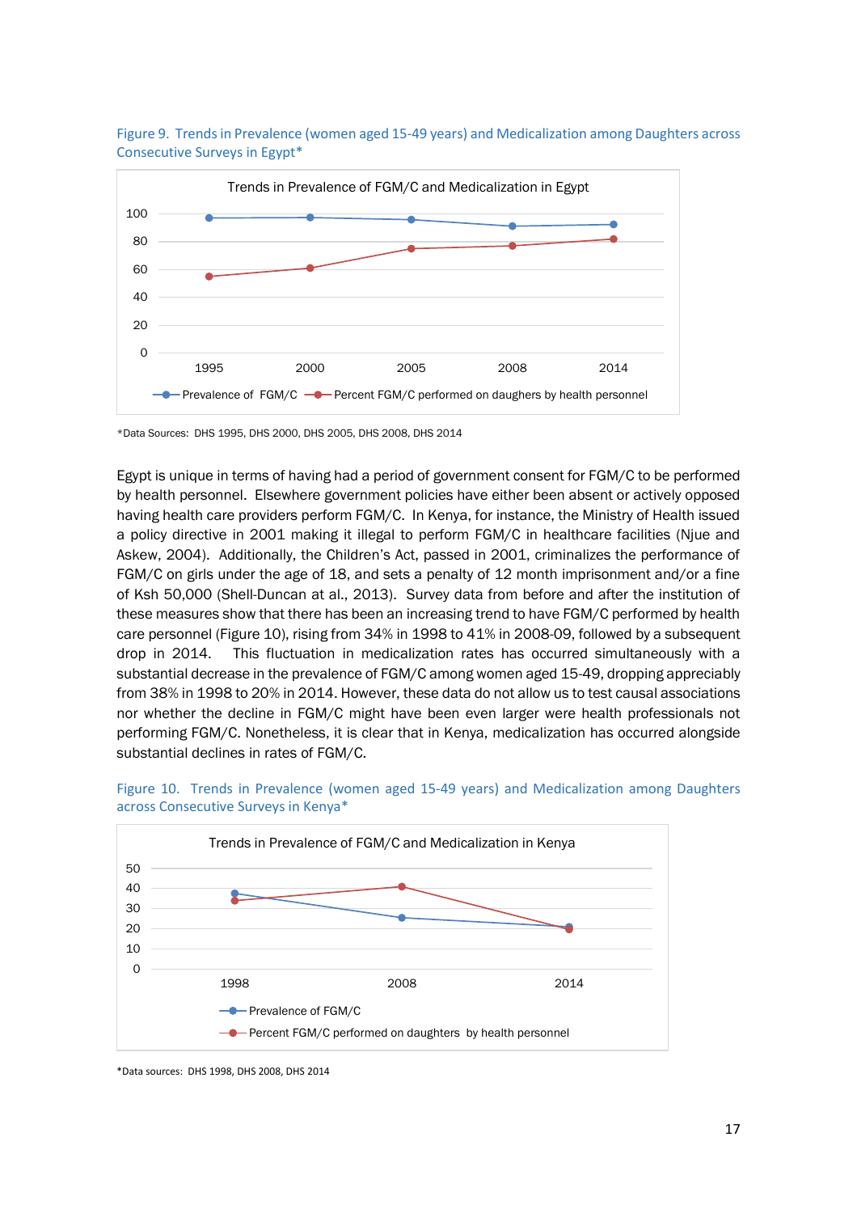Figure 9. Trends in Prevalence (women aged 15-49 years) and Medicalization among Daughters across Consecutive Surveys in Egypt*

*Data Sources: DHS 1995, DHS 2000, DHS 2005, DHS 2008, DHS 2014

Egypt is unique in terms of having had a period of government consent for FGM/C to be performed by health personnel. Elsewhere government policies have either been absent or actively opposed having health care providers perform FGM/C. In Kenya, for instance, the Ministry of Health issued a policy directive in 2001 making it illegal to perform FGM/C in healthcare facilities (Njue and Askew, 2004). Additionally, the Children's Act, passed in 2001, criminalizes the performance of FGM/C on girls under the age of 18, and sets a penalty of 12 month imprisonment and/or a fine of Ksh 50,000 (Shell-Duncan at al., 2013). Survey data from before and after the institution of these measures show that there has been an increasing trend to have FGM/C performed by health care personnel (Figure 10), rising from 34% in 1998 to 41% in 2008-09, followed by a subsequent drop in 2014. This fluctuation in medicalization rates has occurred simultaneously with a substantial decrease in the prevalence of FGM/C among women aged 15-49, dropping appreciably from 38% in 1998 to 20% in 2014. However, these data do not allow us to test causal associations nor whether the decline in FGM/C might have been even larger were health professionals not performing FGM/C. Nonetheless, it is clear that in Kenya, medicalization has occurred alongside substantial declines in rates of FGM/C.

Figure 10. Trends in Prevalence (women aged 15-49 years) and Medicalization among Daughters across Consecutive Surveys in Kenya*

*Data sources: DHS 1998, DHS 2008, DHS 2014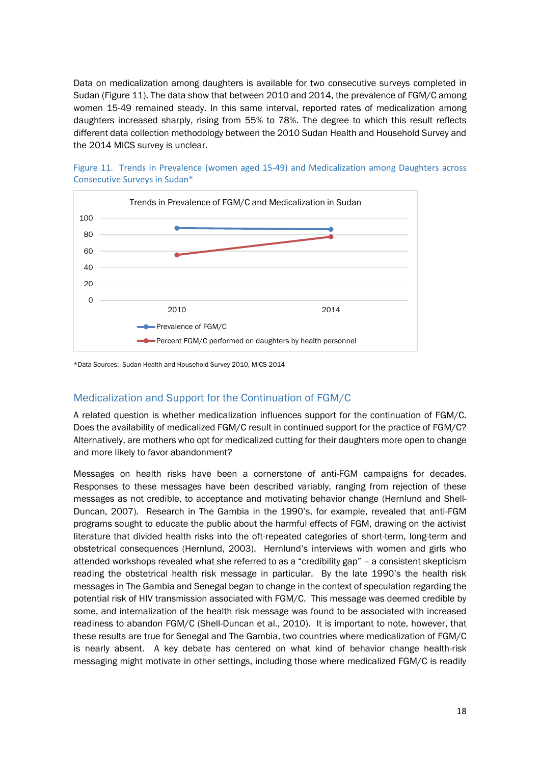Data on medicalization among daughters is available for two consecutive surveys completed in Sudan (Figure 11). The data show that between 2010 and 2014, the prevalence of FGM/C among women 15-49 remained steady. In this same interval, reported rates of medicalization among daughters increased sharply, rising from 55% to 78%. The degree to which this result reflects different data collection methodology between the 2010 Sudan Health and Household Survey and the 2014 MICS survey is unclear.

Figure 11. Trends in Prevalence (women aged 15-49) and Medicalization among Daughters across Consecutive Surveys in Sudan*

Trends in Prevalence of FGM/C and Medicalization in Sudan

Legend: Prevalence of FGM/C; Percent FGM/C performed on daughters by health personnel

*Data Sources: Sudan Health and Household Survey 2010, MICS 2014

## Medicalization and Support for the Continuation of FGM/C

A related question is whether medicalization influences support for the continuation of FGM/C. Does the availability of medicalized FGM/C result in continued support for the practice of FGM/C? Alternatively, are mothers who opt for medicalized cutting for their daughters more open to change and more likely to favor abandonment?

Messages on health risks have been a cornerstone of anti-FGM campaigns for decades. Responses to these messages have been described variably, ranging from rejection of these messages as not credible, to acceptance and motivating behavior change (Hernlund and Shell-Duncan, 2007). Research in The Gambia in the 1990's, for example, revealed that anti-FGM programs sought to educate the public about the harmful effects of FGM, drawing on the activist literature that divided health risks into the oft-repeated categories of short-term, long-term and obstetrical consequences (Hernlund, 2003). Hernlund's interviews with women and girls who attended workshops revealed what she referred to as a "credibility gap" – a consistent skepticism reading the obstetrical health risk message in particular. By the late 1990's the health risk messages in The Gambia and Senegal began to change in the context of speculation regarding the potential risk of HIV transmission associated with FGM/C. This message was deemed credible by some, and internalization of the health risk message was found to be associated with increased readiness to abandon FGM/C (Shell-Duncan et al., 2010). It is important to note, however, that these results are true for Senegal and The Gambia, two countries where medicalization of FGM/C is nearly absent. A key debate has centered on what kind of behavior change health-risk messaging might motivate in other settings, including those where medicalized FGM/C is readily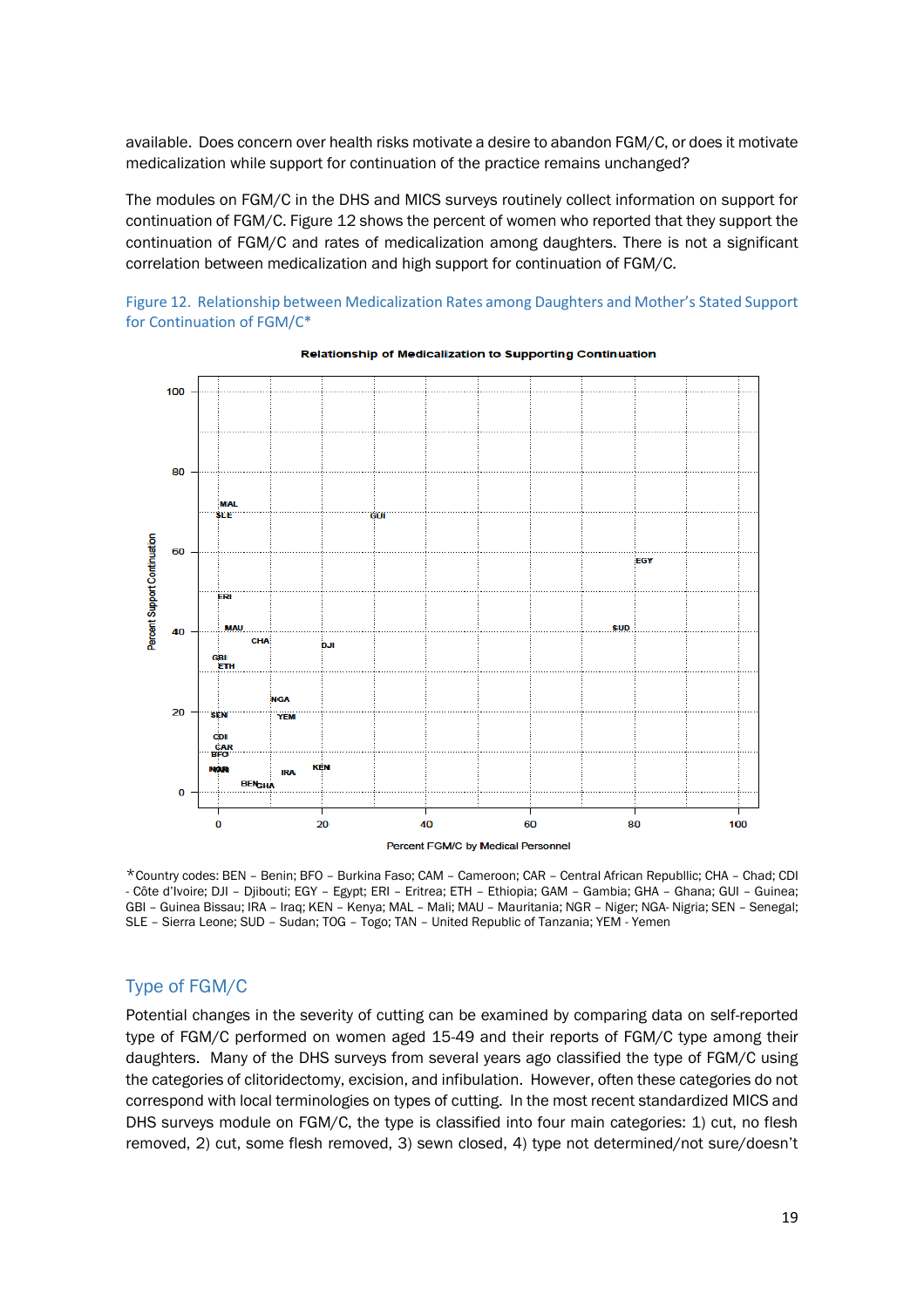available. Does concern over health risks motivate a desire to abandon FGM/C, or does it motivate medicalization while support for continuation of the practice remains unchanged?

The modules on FGM/C in the DHS and MICS surveys routinely collect information on support for continuation of FGM/C. Figure 12 shows the percent of women who reported that they support the continuation of FGM/C and rates of medicalization among daughters. There is not a significant correlation between medicalization and high support for continuation of FGM/C.

Figure 12. Relationship between Medicalization Rates among Daughters and Mother's Stated Support for Continuation of FGM/C*

*Country codes: BEN – Benin; BFO – Burkina Faso; CAM – Cameroon; CAR – Central African Republlic; CHA – Chad; CDI - Côte d'Ivoire; DJI – Djibouti; EGY – Egypt; ERI – Eritrea; ETH – Ethiopia; GAM – Gambia; GHA – Ghana; GUI – Guinea; GBI – Guinea Bissau; IRA – Iraq; KEN – Kenya; MAL – Mali; MAU – Mauritania; NGR – Niger; NGA- Nigria; SEN – Senegal; SLE – Sierra Leone; SUD – Sudan; TOG – Togo; TAN – United Republic of Tanzania; YEM - Yemen

## Type of FGM/C

Potential changes in the severity of cutting can be examined by comparing data on self-reported type of FGM/C performed on women aged 15-49 and their reports of FGM/C type among their daughters. Many of the DHS surveys from several years ago classified the type of FGM/C using the categories of clitoridectomy, excision, and infibulation. However, often these categories do not correspond with local terminologies on types of cutting. In the most recent standardized MICS and DHS surveys module on FGM/C, the type is classified into four main categories: 1) cut, no flesh removed, 2) cut, some flesh removed, 3) sewn closed, 4) type not determined/not sure/doesn't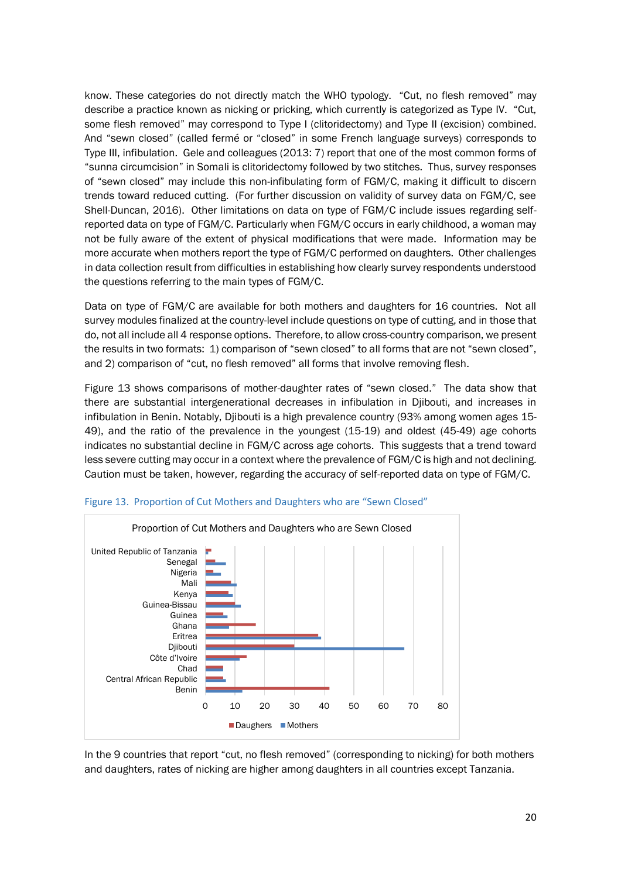know. These categories do not directly match the WHO typology. "Cut, no flesh removed" may describe a practice known as nicking or pricking, which currently is categorized as Type IV. "Cut, some flesh removed" may correspond to Type I (clitoridectomy) and Type II (excision) combined. And "sewn closed" (called fermé or "closed" in some French language surveys) corresponds to Type III, infibulation. Gele and colleagues (2013: 7) report that one of the most common forms of "sunna circumcision" in Somali is clitoridectomy followed by two stitches. Thus, survey responses of "sewn closed" may include this non-infibulating form of FGM/C, making it difficult to discern trends toward reduced cutting. (For further discussion on validity of survey data on FGM/C, see Shell-Duncan, 2016). Other limitations on data on type of FGM/C include issues regarding self-reported data on type of FGM/C. Particularly when FGM/C occurs in early childhood, a woman may not be fully aware of the extent of physical modifications that were made. Information may be more accurate when mothers report the type of FGM/C performed on daughters. Other challenges in data collection result from difficulties in establishing how clearly survey respondents understood the questions referring to the main types of FGM/C.

Data on type of FGM/C are available for both mothers and daughters for 16 countries. Not all survey modules finalized at the country-level include questions on type of cutting, and in those that do, not all include all 4 response options. Therefore, to allow cross-country comparison, we present the results in two formats: 1) comparison of "sewn closed" to all forms that are not "sewn closed", and 2) comparison of "cut, no flesh removed" all forms that involve removing flesh.

Figure 13 shows comparisons of mother-daughter rates of "sewn closed." The data show that there are substantial intergenerational decreases in infibulation in Djibouti, and increases in infibulation in Benin. Notably, Djibouti is a high prevalence country (93% among women ages 15-49), and the ratio of the prevalence in the youngest (15-19) and oldest (45-49) age cohorts indicates no substantial decline in FGM/C across age cohorts. This suggests that a trend toward less severe cutting may occur in a context where the prevalence of FGM/C is high and not declining. Caution must be taken, however, regarding the accuracy of self-reported data on type of FGM/C.

Figure 13. Proportion of Cut Mothers and Daughters who are "Sewn Closed"

Proportion of Cut Mothers and Daughters who are Sewn Closed

In the 9 countries that report "cut, no flesh removed" (corresponding to nicking) for both mothers and daughters, rates of nicking are higher among daughters in all countries except Tanzania.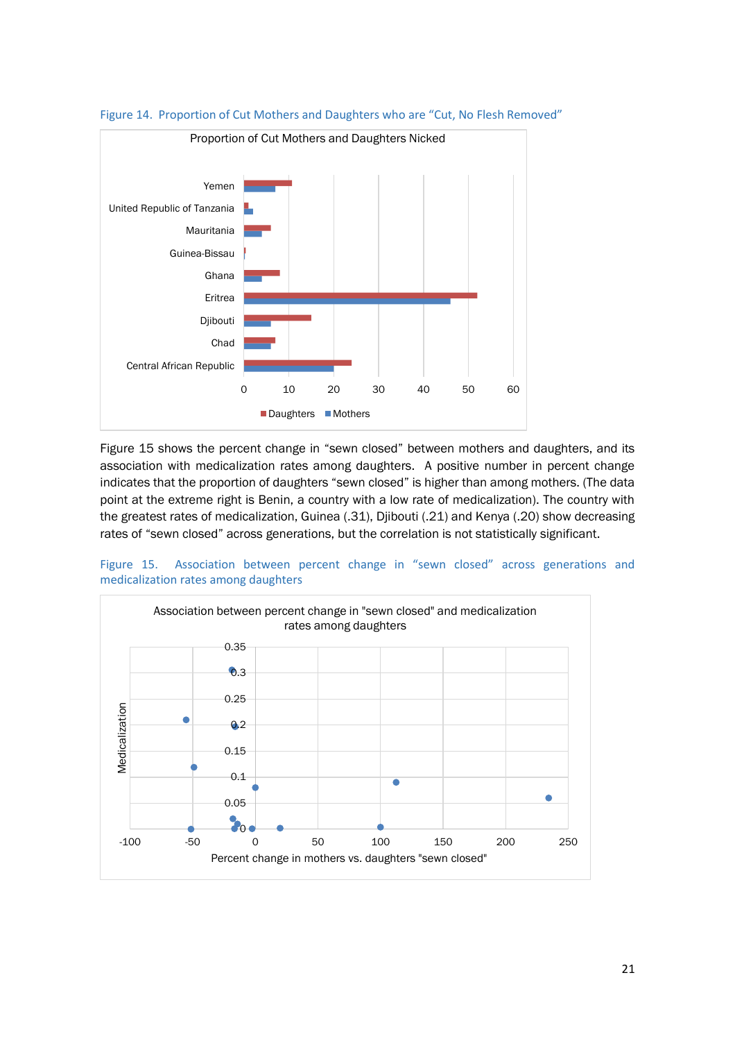Figure 14. Proportion of Cut Mothers and Daughters who are “Cut, No Flesh Removed”

Figure 15 shows the percent change in “sewn closed” between mothers and daughters, and its association with medicalization rates among daughters. A positive number in percent change indicates that the proportion of daughters “sewn closed” is higher than among mothers. (The data point at the extreme right is Benin, a country with a low rate of medicalization). The country with the greatest rates of medicalization, Guinea (.31), Djibouti (.21) and Kenya (.20) show decreasing rates of “sewn closed” across generations, but the correlation is not statistically significant.

Figure 15. Association between percent change in “sewn closed” across generations and medicalization rates among daughters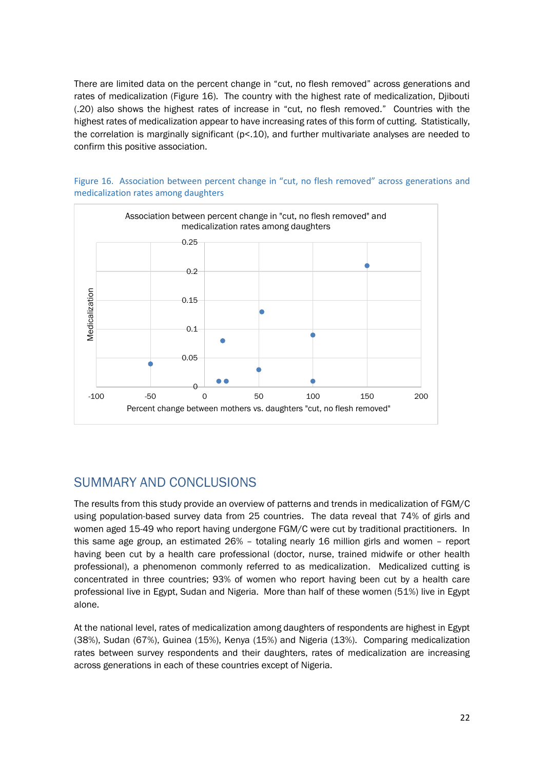There are limited data on the percent change in "cut, no flesh removed" across generations and rates of medicalization (Figure 16). The country with the highest rate of medicalization, Djibouti (.20) also shows the highest rates of increase in "cut, no flesh removed." Countries with the highest rates of medicalization appear to have increasing rates of this form of cutting. Statistically, the correlation is marginally significant ($p<.10$), and further multivariate analyses are needed to confirm this positive association.

Figure 16. Association between percent change in "cut, no flesh removed" across generations and medicalization rates among daughters

Association between percent change in "cut, no flesh removed" and medicalization rates among daughters

Medicalization

Percent change between mothers vs. daughters "cut, no flesh removed"

## SUMMARY AND CONCLUSIONS

The results from this study provide an overview of patterns and trends in medicalization of FGM/C using population-based survey data from 25 countries. The data reveal that 74% of girls and women aged 15-49 who report having undergone FGM/C were cut by traditional practitioners. In this same age group, an estimated 26% – totaling nearly 16 million girls and women – report having been cut by a health care professional (doctor, nurse, trained midwife or other health professional), a phenomenon commonly referred to as medicalization. Medicalized cutting is concentrated in three countries; 93% of women who report having been cut by a health care professional live in Egypt, Sudan and Nigeria. More than half of these women (51%) live in Egypt alone.

At the national level, rates of medicalization among daughters of respondents are highest in Egypt (38%), Sudan (67%), Guinea (15%), Kenya (15%) and Nigeria (13%). Comparing medicalization rates between survey respondents and their daughters, rates of medicalization are increasing across generations in each of these countries except of Nigeria.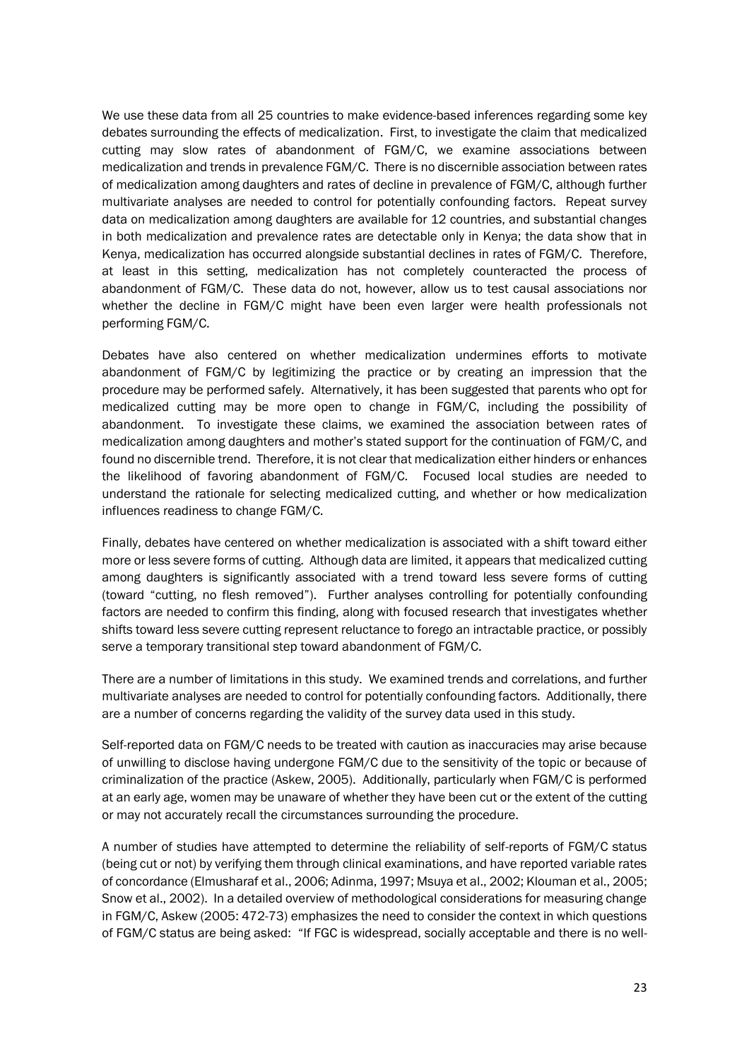We use these data from all 25 countries to make evidence-based inferences regarding some key debates surrounding the effects of medicalization. First, to investigate the claim that medicalized cutting may slow rates of abandonment of FGM/C, we examine associations between medicalization and trends in prevalence FGM/C. There is no discernible association between rates of medicalization among daughters and rates of decline in prevalence of FGM/C, although further multivariate analyses are needed to control for potentially confounding factors. Repeat survey data on medicalization among daughters are available for 12 countries, and substantial changes in both medicalization and prevalence rates are detectable only in Kenya; the data show that in Kenya, medicalization has occurred alongside substantial declines in rates of FGM/C. Therefore, at least in this setting, medicalization has not completely counteracted the process of abandonment of FGM/C. These data do not, however, allow us to test causal associations nor whether the decline in FGM/C might have been even larger were health professionals not performing FGM/C.

Debates have also centered on whether medicalization undermines efforts to motivate abandonment of FGM/C by legitimizing the practice or by creating an impression that the procedure may be performed safely. Alternatively, it has been suggested that parents who opt for medicalized cutting may be more open to change in FGM/C, including the possibility of abandonment. To investigate these claims, we examined the association between rates of medicalization among daughters and mother's stated support for the continuation of FGM/C, and found no discernible trend. Therefore, it is not clear that medicalization either hinders or enhances the likelihood of favoring abandonment of FGM/C. Focused local studies are needed to understand the rationale for selecting medicalized cutting, and whether or how medicalization influences readiness to change FGM/C.

Finally, debates have centered on whether medicalization is associated with a shift toward either more or less severe forms of cutting. Although data are limited, it appears that medicalized cutting among daughters is significantly associated with a trend toward less severe forms of cutting (toward "cutting, no flesh removed"). Further analyses controlling for potentially confounding factors are needed to confirm this finding, along with focused research that investigates whether shifts toward less severe cutting represent reluctance to forego an intractable practice, or possibly serve a temporary transitional step toward abandonment of FGM/C.

There are a number of limitations in this study. We examined trends and correlations, and further multivariate analyses are needed to control for potentially confounding factors. Additionally, there are a number of concerns regarding the validity of the survey data used in this study.

Self-reported data on FGM/C needs to be treated with caution as inaccuracies may arise because of unwilling to disclose having undergone FGM/C due to the sensitivity of the topic or because of criminalization of the practice (Askew, 2005). Additionally, particularly when FGM/C is performed at an early age, women may be unaware of whether they have been cut or the extent of the cutting or may not accurately recall the circumstances surrounding the procedure.

A number of studies have attempted to determine the reliability of self-reports of FGM/C status (being cut or not) by verifying them through clinical examinations, and have reported variable rates of concordance (Elmusharaf et al., 2006; Adinma, 1997; Msuya et al., 2002; Klouman et al., 2005; Snow et al., 2002). In a detailed overview of methodological considerations for measuring change in FGM/C, Askew (2005: 472-73) emphasizes the need to consider the context in which questions of FGM/C status are being asked: "If FGC is widespread, socially acceptable and there is no well-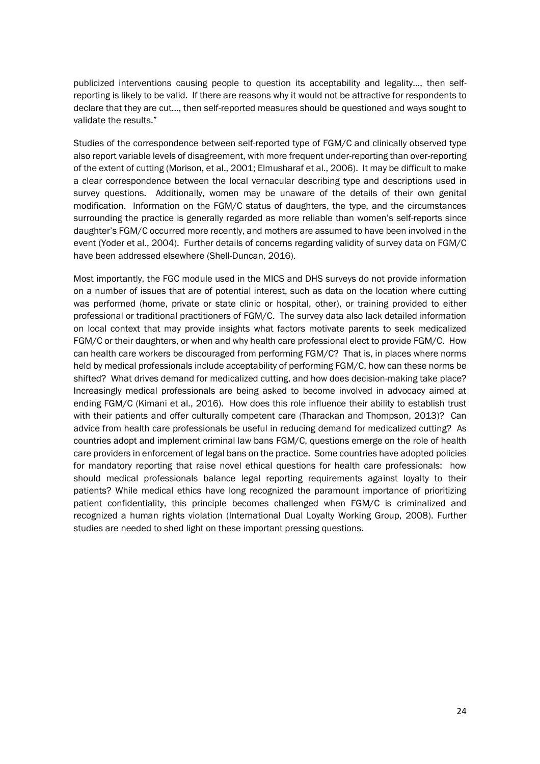publicized interventions causing people to question its acceptability and legality…, then self-reporting is likely to be valid. If there are reasons why it would not be attractive for respondents to declare that they are cut…, then self-reported measures should be questioned and ways sought to validate the results."

Studies of the correspondence between self-reported type of FGM/C and clinically observed type also report variable levels of disagreement, with more frequent under-reporting than over-reporting of the extent of cutting (Morison, et al., 2001; Elmusharaf et al., 2006). It may be difficult to make a clear correspondence between the local vernacular describing type and descriptions used in survey questions. Additionally, women may be unaware of the details of their own genital modification. Information on the FGM/C status of daughters, the type, and the circumstances surrounding the practice is generally regarded as more reliable than women's self-reports since daughter's FGM/C occurred more recently, and mothers are assumed to have been involved in the event (Yoder et al., 2004). Further details of concerns regarding validity of survey data on FGM/C have been addressed elsewhere (Shell-Duncan, 2016).

Most importantly, the FGC module used in the MICS and DHS surveys do not provide information on a number of issues that are of potential interest, such as data on the location where cutting was performed (home, private or state clinic or hospital, other), or training provided to either professional or traditional practitioners of FGM/C. The survey data also lack detailed information on local context that may provide insights what factors motivate parents to seek medicalized FGM/C or their daughters, or when and why health care professional elect to provide FGM/C. How can health care workers be discouraged from performing FGM/C? That is, in places where norms held by medical professionals include acceptability of performing FGM/C, how can these norms be shifted? What drives demand for medicalized cutting, and how does decision-making take place? Increasingly medical professionals are being asked to become involved in advocacy aimed at ending FGM/C (Kimani et al., 2016). How does this role influence their ability to establish trust with their patients and offer culturally competent care (Tharackan and Thompson, 2013)? Can advice from health care professionals be useful in reducing demand for medicalized cutting? As countries adopt and implement criminal law bans FGM/C, questions emerge on the role of health care providers in enforcement of legal bans on the practice. Some countries have adopted policies for mandatory reporting that raise novel ethical questions for health care professionals: how should medical professionals balance legal reporting requirements against loyalty to their patients? While medical ethics have long recognized the paramount importance of prioritizing patient confidentiality, this principle becomes challenged when FGM/C is criminalized and recognized a human rights violation (International Dual Loyalty Working Group, 2008). Further studies are needed to shed light on these important pressing questions.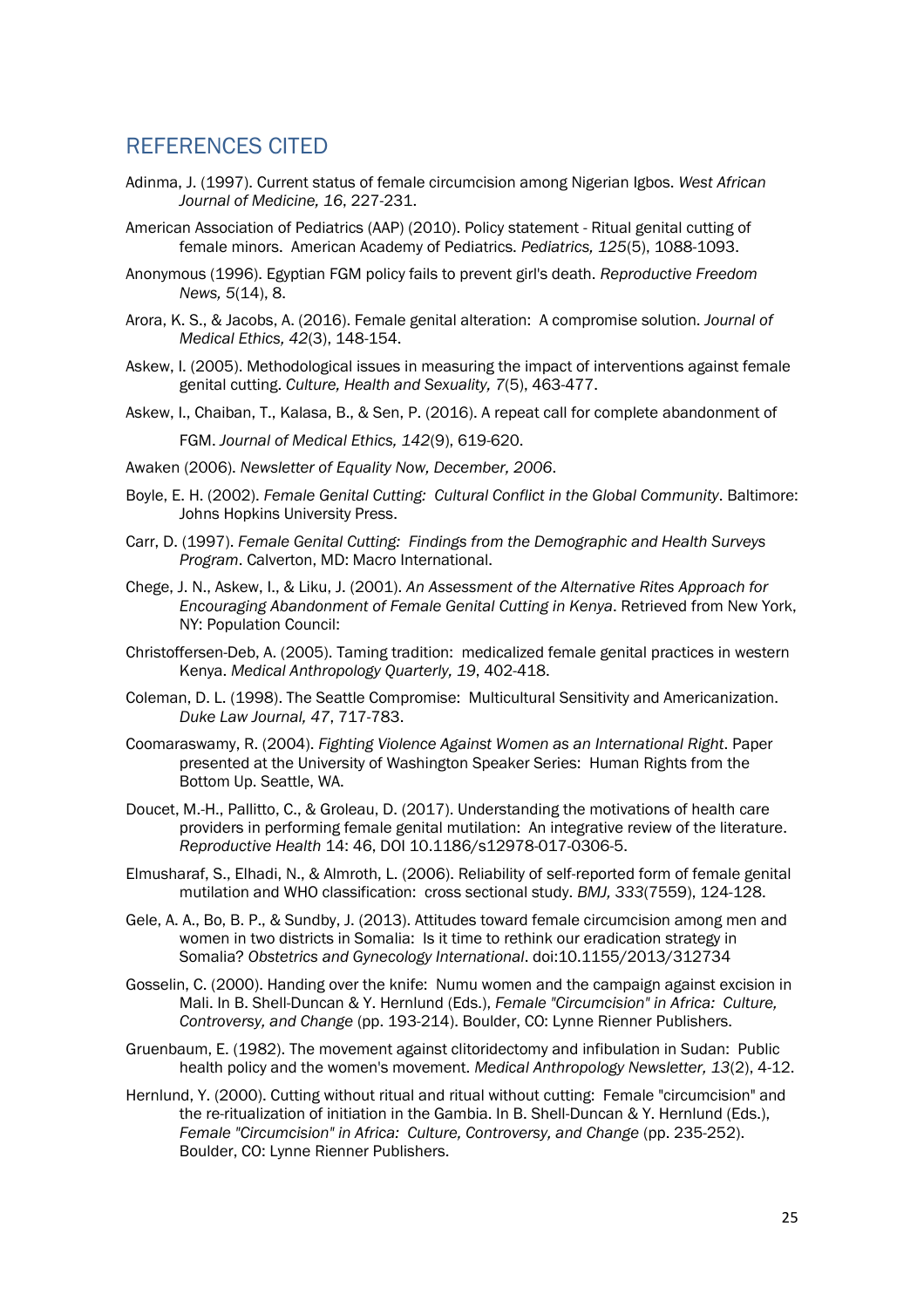## REFERENCES CITED

Adinma, J. (1997). Current status of female circumcision among Nigerian Igbos. *West African Journal of Medicine, 16*, 227-231.

American Association of Pediatrics (AAP) (2010). Policy statement - Ritual genital cutting of female minors. American Academy of Pediatrics. *Pediatrics, 125*(5), 1088-1093.

Anonymous (1996). Egyptian FGM policy fails to prevent girl's death. *Reproductive Freedom News, 5*(14), 8.

Arora, K. S., & Jacobs, A. (2016). Female genital alteration: A compromise solution. *Journal of Medical Ethics, 42*(3), 148-154.

Askew, I. (2005). Methodological issues in measuring the impact of interventions against female genital cutting. *Culture, Health and Sexuality, 7*(5), 463-477.

Askew, I., Chaiban, T., Kalasa, B., & Sen, P. (2016). A repeat call for complete abandonment of FGM. *Journal of Medical Ethics, 142*(9), 619-620.

Awaken (2006). *Newsletter of Equality Now, December, 2006*.

Boyle, E. H. (2002). *Female Genital Cutting: Cultural Conflict in the Global Community*. Baltimore: Johns Hopkins University Press.

Carr, D. (1997). *Female Genital Cutting: Findings from the Demographic and Health Surveys Program*. Calverton, MD: Macro International.

Chege, J. N., Askew, I., & Liku, J. (2001). *An Assessment of the Alternative Rites Approach for Encouraging Abandonment of Female Genital Cutting in Kenya*. Retrieved from New York, NY: Population Council:

Christoffersen-Deb, A. (2005). Taming tradition: medicalized female genital practices in western Kenya. *Medical Anthropology Quarterly, 19*, 402-418.

Coleman, D. L. (1998). The Seattle Compromise: Multicultural Sensitivity and Americanization. *Duke Law Journal, 47*, 717-783.

Coomaraswamy, R. (2004). *Fighting Violence Against Women as an International Right*. Paper presented at the University of Washington Speaker Series: Human Rights from the Bottom Up. Seattle, WA.

Doucet, M.-H., Pallitto, C., & Groleau, D. (2017). Understanding the motivations of health care providers in performing female genital mutilation: An integrative review of the literature. *Reproductive Health* 14: 46, DOI 10.1186/s12978-017-0306-5.

Elmusharaf, S., Elhadi, N., & Almroth, L. (2006). Reliability of self-reported form of female genital mutilation and WHO classification: cross sectional study. *BMJ, 333*(7559), 124-128.

Gele, A. A., Bo, B. P., & Sundby, J. (2013). Attitudes toward female circumcision among men and women in two districts in Somalia: Is it time to rethink our eradication strategy in Somalia? *Obstetrics and Gynecology International*. doi:10.1155/2013/312734

Gosselin, C. (2000). Handing over the knife: Numu women and the campaign against excision in Mali. In B. Shell-Duncan & Y. Hernlund (Eds.), *Female "Circumcision" in Africa: Culture, Controversy, and Change* (pp. 193-214). Boulder, CO: Lynne Rienner Publishers.

Gruenbaum, E. (1982). The movement against clitoridectomy and infibulation in Sudan: Public health policy and the women's movement. *Medical Anthropology Newsletter, 13*(2), 4-12.

Hernlund, Y. (2000). Cutting without ritual and ritual without cutting: Female "circumcision" and the re-ritualization of initiation in the Gambia. In B. Shell-Duncan & Y. Hernlund (Eds.), *Female "Circumcision" in Africa: Culture, Controversy, and Change* (pp. 235-252). Boulder, CO: Lynne Rienner Publishers.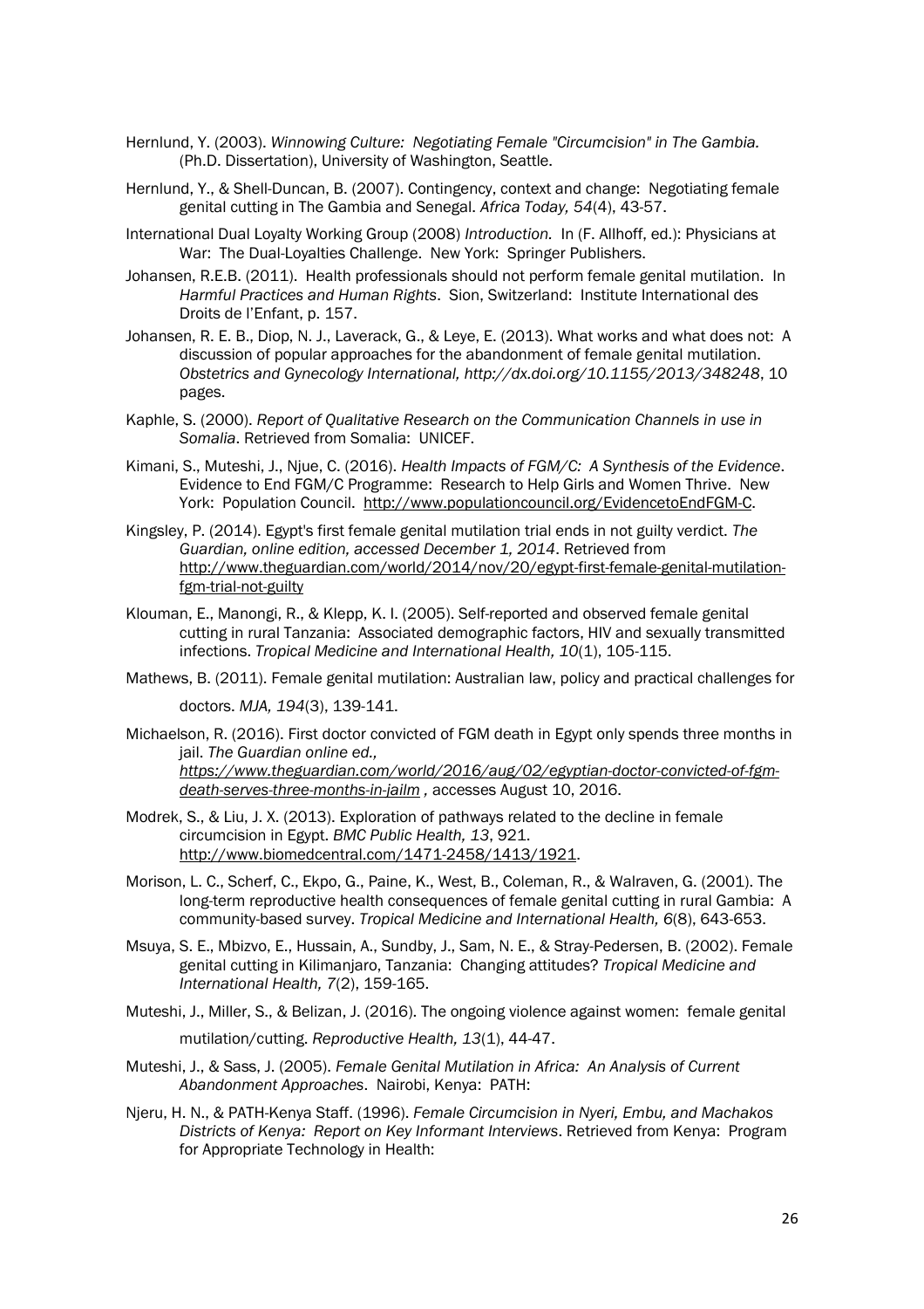Hernlund, Y. (2003). *Winnowing Culture: Negotiating Female "Circumcision" in The Gambia.* (Ph.D. Dissertation), University of Washington, Seattle.

Hernlund, Y., & Shell-Duncan, B. (2007). Contingency, context and change: Negotiating female genital cutting in The Gambia and Senegal. *Africa Today, 54*(4), 43-57.

International Dual Loyalty Working Group (2008) *Introduction.* In (F. Allhoff, ed.): Physicians at War: The Dual-Loyalties Challenge. New York: Springer Publishers.

Johansen, R.E.B. (2011). Health professionals should not perform female genital mutilation. In *Harmful Practices and Human Rights*. Sion, Switzerland: Institute International des Droits de l'Enfant, p. 157.

Johansen, R. E. B., Diop, N. J., Laverack, G., & Leye, E. (2013). What works and what does not: A discussion of popular approaches for the abandonment of female genital mutilation. *Obstetrics and Gynecology International, http://dx.doi.org/10.1155/2013/348248*, 10 pages.

Kaphle, S. (2000). *Report of Qualitative Research on the Communication Channels in use in Somalia*. Retrieved from Somalia: UNICEF.

Kimani, S., Muteshi, J., Njue, C. (2016). *Health Impacts of FGM/C: A Synthesis of the Evidence*. Evidence to End FGM/C Programme: Research to Help Girls and Women Thrive. New York: Population Council. http://www.populationcouncil.org/EvidencetoEndFGM-C.

Kingsley, P. (2014). Egypt's first female genital mutilation trial ends in not guilty verdict. *The Guardian, online edition, accessed December 1, 2014*. Retrieved from http://www.theguardian.com/world/2014/nov/20/egypt-first-female-genital-mutilation-fgm-trial-not-guilty

Klouman, E., Manongi, R., & Klepp, K. I. (2005). Self-reported and observed female genital cutting in rural Tanzania: Associated demographic factors, HIV and sexually transmitted infections. *Tropical Medicine and International Health, 10*(1), 105-115.

Mathews, B. (2011). Female genital mutilation: Australian law, policy and practical challenges for doctors. *MJA, 194*(3), 139-141.

Michaelson, R. (2016). First doctor convicted of FGM death in Egypt only spends three months in jail. *The Guardian online ed., https://www.theguardian.com/world/2016/aug/02/egyptian-doctor-convicted-of-fgm-death-serves-three-months-in-jailm* , accesses August 10, 2016.

Modrek, S., & Liu, J. X. (2013). Exploration of pathways related to the decline in female circumcision in Egypt. *BMC Public Health, 13*, 921. http://www.biomedcentral.com/1471-2458/1413/1921.

Morison, L. C., Scherf, C., Ekpo, G., Paine, K., West, B., Coleman, R., & Walraven, G. (2001). The long-term reproductive health consequences of female genital cutting in rural Gambia: A community-based survey. *Tropical Medicine and International Health, 6*(8), 643-653.

Msuya, S. E., Mbizvo, E., Hussain, A., Sundby, J., Sam, N. E., & Stray-Pedersen, B. (2002). Female genital cutting in Kilimanjaro, Tanzania: Changing attitudes? *Tropical Medicine and International Health, 7*(2), 159-165.

Muteshi, J., Miller, S., & Belizan, J. (2016). The ongoing violence against women: female genital mutilation/cutting. *Reproductive Health, 13*(1), 44-47.

Muteshi, J., & Sass, J. (2005). *Female Genital Mutilation in Africa: An Analysis of Current Abandonment Approaches*. Nairobi, Kenya: PATH:

Njeru, H. N., & PATH-Kenya Staff. (1996). *Female Circumcision in Nyeri, Embu, and Machakos Districts of Kenya: Report on Key Informant Interviews*. Retrieved from Kenya: Program for Appropriate Technology in Health: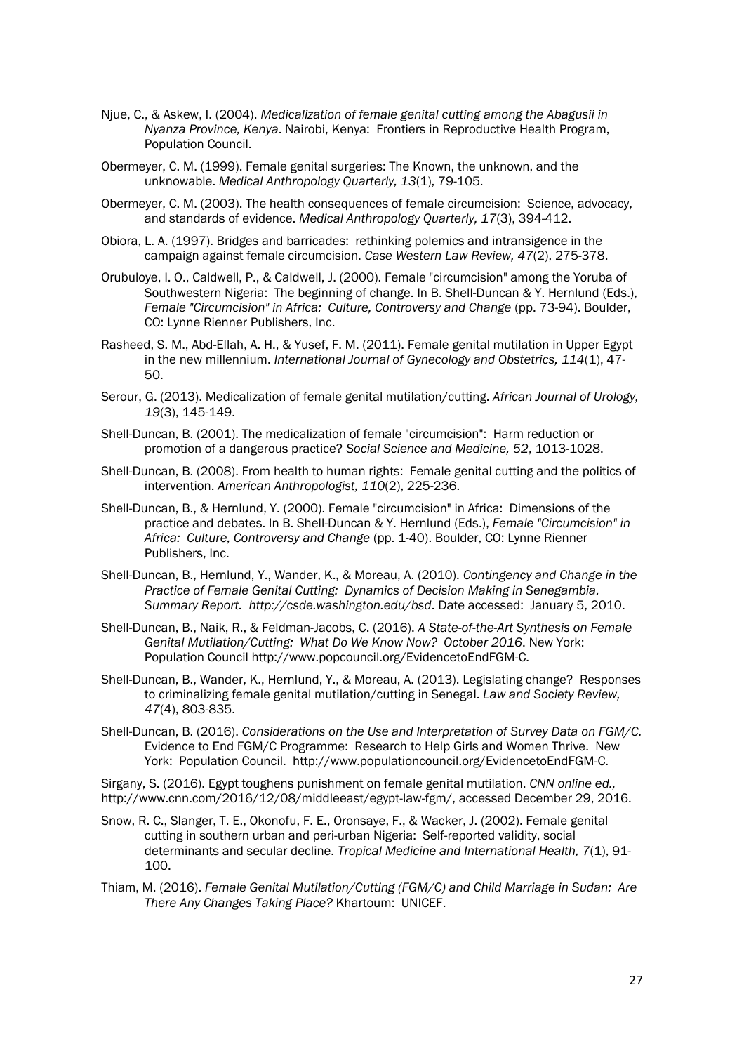Njue, C., & Askew, I. (2004). *Medicalization of female genital cutting among the Abagusii in Nyanza Province, Kenya*. Nairobi, Kenya: Frontiers in Reproductive Health Program, Population Council.

Obermeyer, C. M. (1999). Female genital surgeries: The Known, the unknown, and the unknowable. *Medical Anthropology Quarterly, 13*(1), 79-105.

Obermeyer, C. M. (2003). The health consequences of female circumcision: Science, advocacy, and standards of evidence. *Medical Anthropology Quarterly, 17*(3), 394-412.

Obiora, L. A. (1997). Bridges and barricades: rethinking polemics and intransigence in the campaign against female circumcision. *Case Western Law Review, 47*(2), 275-378.

Orubuloye, I. O., Caldwell, P., & Caldwell, J. (2000). Female "circumcision" among the Yoruba of Southwestern Nigeria: The beginning of change. In B. Shell-Duncan & Y. Hernlund (Eds.), *Female "Circumcision" in Africa: Culture, Controversy and Change* (pp. 73-94). Boulder, CO: Lynne Rienner Publishers, Inc.

Rasheed, S. M., Abd-Ellah, A. H., & Yusef, F. M. (2011). Female genital mutilation in Upper Egypt in the new millennium. *International Journal of Gynecology and Obstetrics, 114*(1), 47-50.

Serour, G. (2013). Medicalization of female genital mutilation/cutting. *African Journal of Urology, 19*(3), 145-149.

Shell-Duncan, B. (2001). The medicalization of female "circumcision": Harm reduction or promotion of a dangerous practice? *Social Science and Medicine, 52*, 1013-1028.

Shell-Duncan, B. (2008). From health to human rights: Female genital cutting and the politics of intervention. *American Anthropologist, 110*(2), 225-236.

Shell-Duncan, B., & Hernlund, Y. (2000). Female "circumcision" in Africa: Dimensions of the practice and debates. In B. Shell-Duncan & Y. Hernlund (Eds.), *Female "Circumcision" in Africa: Culture, Controversy and Change* (pp. 1-40). Boulder, CO: Lynne Rienner Publishers, Inc.

Shell-Duncan, B., Hernlund, Y., Wander, K., & Moreau, A. (2010). *Contingency and Change in the Practice of Female Genital Cutting: Dynamics of Decision Making in Senegambia. Summary Report. http://csde.washington.edu/bsd*. Date accessed: January 5, 2010.

Shell-Duncan, B., Naik, R., & Feldman-Jacobs, C. (2016). *A State-of-the-Art Synthesis on Female Genital Mutilation/Cutting: What Do We Know Now? October 2016*. New York: Population Council http://www.popcouncil.org/EvidencetoEndFGM-C.

Shell-Duncan, B., Wander, K., Hernlund, Y., & Moreau, A. (2013). Legislating change? Responses to criminalizing female genital mutilation/cutting in Senegal. *Law and Society Review, 47*(4), 803-835.

Shell-Duncan, B. (2016). *Considerations on the Use and Interpretation of Survey Data on FGM/C.* Evidence to End FGM/C Programme: Research to Help Girls and Women Thrive. New York: Population Council. http://www.populationcouncil.org/EvidencetoEndFGM-C.

Sirgany, S. (2016). Egypt toughens punishment on female genital mutilation. *CNN online ed.,* http://www.cnn.com/2016/12/08/middleeast/egypt-law-fgm/, accessed December 29, 2016.

Snow, R. C., Slanger, T. E., Okonofu, F. E., Oronsaye, F., & Wacker, J. (2002). Female genital cutting in southern urban and peri-urban Nigeria: Self-reported validity, social determinants and secular decline. *Tropical Medicine and International Health, 7*(1), 91-100.

Thiam, M. (2016). *Female Genital Mutilation/Cutting (FGM/C) and Child Marriage in Sudan: Are There Any Changes Taking Place?* Khartoum: UNICEF.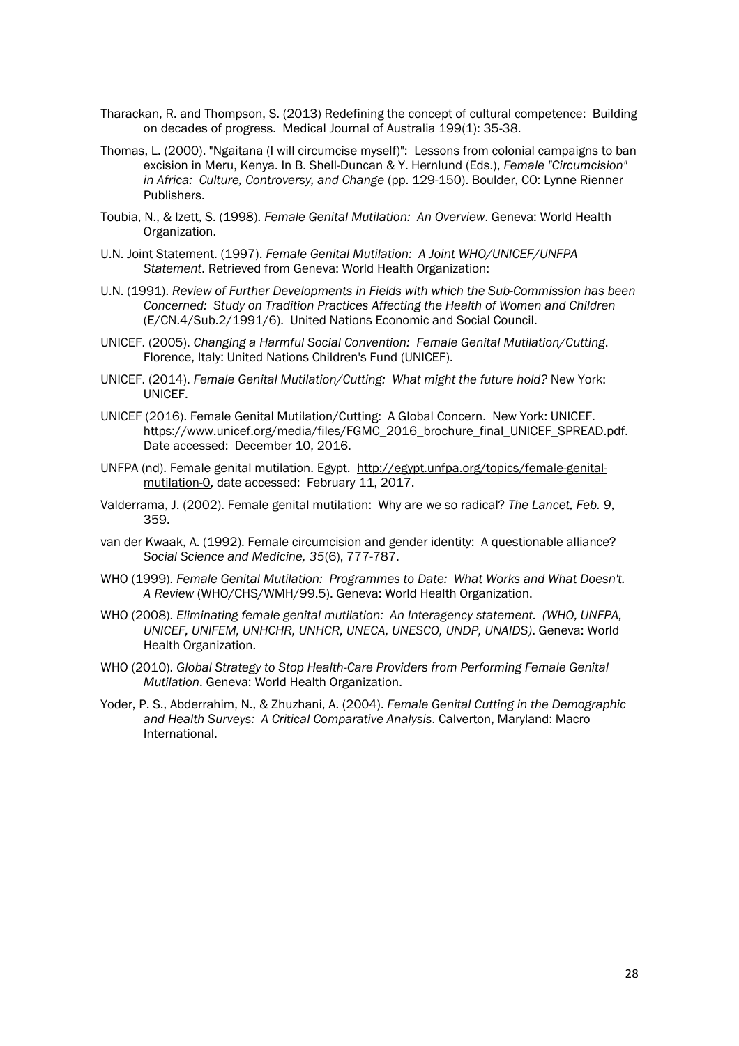Tharackan, R. and Thompson, S. (2013) Redefining the concept of cultural competence: Building on decades of progress. Medical Journal of Australia 199(1): 35-38.

Thomas, L. (2000). "Ngaitana (I will circumcise myself)": Lessons from colonial campaigns to ban excision in Meru, Kenya. In B. Shell-Duncan & Y. Hernlund (Eds.), *Female "Circumcision" in Africa: Culture, Controversy, and Change* (pp. 129-150). Boulder, CO: Lynne Rienner Publishers.

Toubia, N., & Izett, S. (1998). *Female Genital Mutilation: An Overview*. Geneva: World Health Organization.

U.N. Joint Statement. (1997). *Female Genital Mutilation: A Joint WHO/UNICEF/UNFPA Statement*. Retrieved from Geneva: World Health Organization:

U.N. (1991). *Review of Further Developments in Fields with which the Sub-Commission has been Concerned: Study on Tradition Practices Affecting the Health of Women and Children* (E/CN.4/Sub.2/1991/6). United Nations Economic and Social Council.

UNICEF. (2005). *Changing a Harmful Social Convention: Female Genital Mutilation/Cutting*. Florence, Italy: United Nations Children's Fund (UNICEF).

UNICEF. (2014). *Female Genital Mutilation/Cutting: What might the future hold?* New York: UNICEF.

UNICEF (2016). Female Genital Mutilation/Cutting: A Global Concern. New York: UNICEF. https://www.unicef.org/media/files/FGMC_2016_brochure_final_UNICEF_SPREAD.pdf. Date accessed: December 10, 2016.

UNFPA (nd). Female genital mutilation. Egypt. http://egypt.unfpa.org/topics/female-genital-mutilation-0, date accessed: February 11, 2017.

Valderrama, J. (2002). Female genital mutilation: Why are we so radical? *The Lancet, Feb. 9*, 359.

van der Kwaak, A. (1992). Female circumcision and gender identity: A questionable alliance? *Social Science and Medicine, 35*(6), 777-787.

WHO (1999). *Female Genital Mutilation: Programmes to Date: What Works and What Doesn't. A Review* (WHO/CHS/WMH/99.5). Geneva: World Health Organization.

WHO (2008). *Eliminating female genital mutilation: An Interagency statement. (WHO, UNFPA, UNICEF, UNIFEM, UNHCHR, UNHCR, UNECA, UNESCO, UNDP, UNAIDS)*. Geneva: World Health Organization.

WHO (2010). *Global Strategy to Stop Health-Care Providers from Performing Female Genital Mutilation*. Geneva: World Health Organization.

Yoder, P. S., Abderrahim, N., & Zhuzhani, A. (2004). *Female Genital Cutting in the Demographic and Health Surveys: A Critical Comparative Analysis*. Calverton, Maryland: Macro International.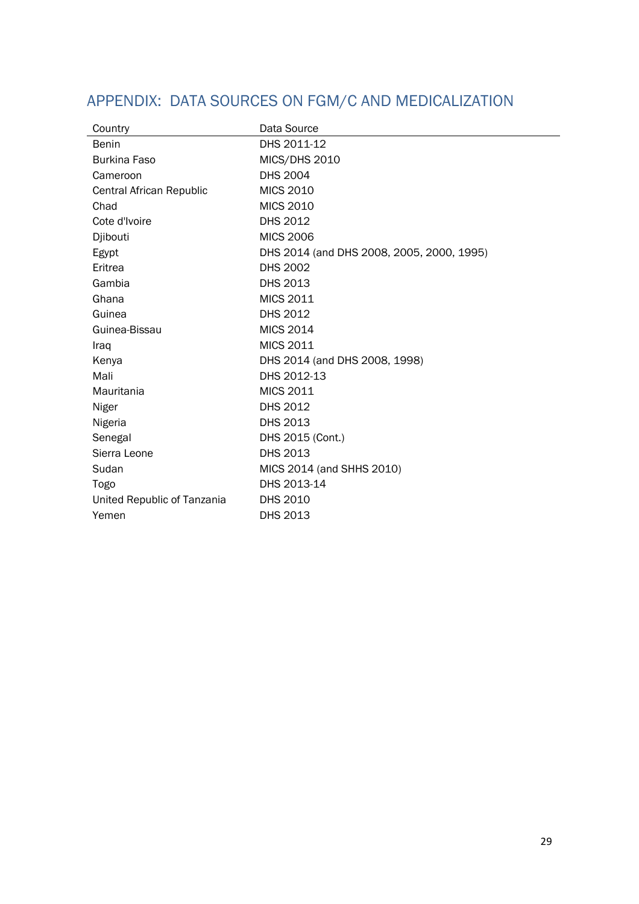# APPENDIX: DATA SOURCES ON FGM/C AND MEDICALIZATION

| Country | Data Source |
|---|---|
| Benin | DHS 2011-12 |
| Burkina Faso | MICS/DHS 2010 |
| Cameroon | DHS 2004 |
| Central African Republic | MICS 2010 |
| Chad | MICS 2010 |
| Cote d'Ivoire | DHS 2012 |
| Djibouti | MICS 2006 |
| Egypt | DHS 2014 (and DHS 2008, 2005, 2000, 1995) |
| Eritrea | DHS 2002 |
| Gambia | DHS 2013 |
| Ghana | MICS 2011 |
| Guinea | DHS 2012 |
| Guinea-Bissau | MICS 2014 |
| Iraq | MICS 2011 |
| Kenya | DHS 2014 (and DHS 2008, 1998) |
| Mali | DHS 2012-13 |
| Mauritania | MICS 2011 |
| Niger | DHS 2012 |
| Nigeria | DHS 2013 |
| Senegal | DHS 2015 (Cont.) |
| Sierra Leone | DHS 2013 |
| Sudan | MICS 2014 (and SHHS 2010) |
| Togo | DHS 2013-14 |
| United Republic of Tanzania | DHS 2010 |
| Yemen | DHS 2013 |